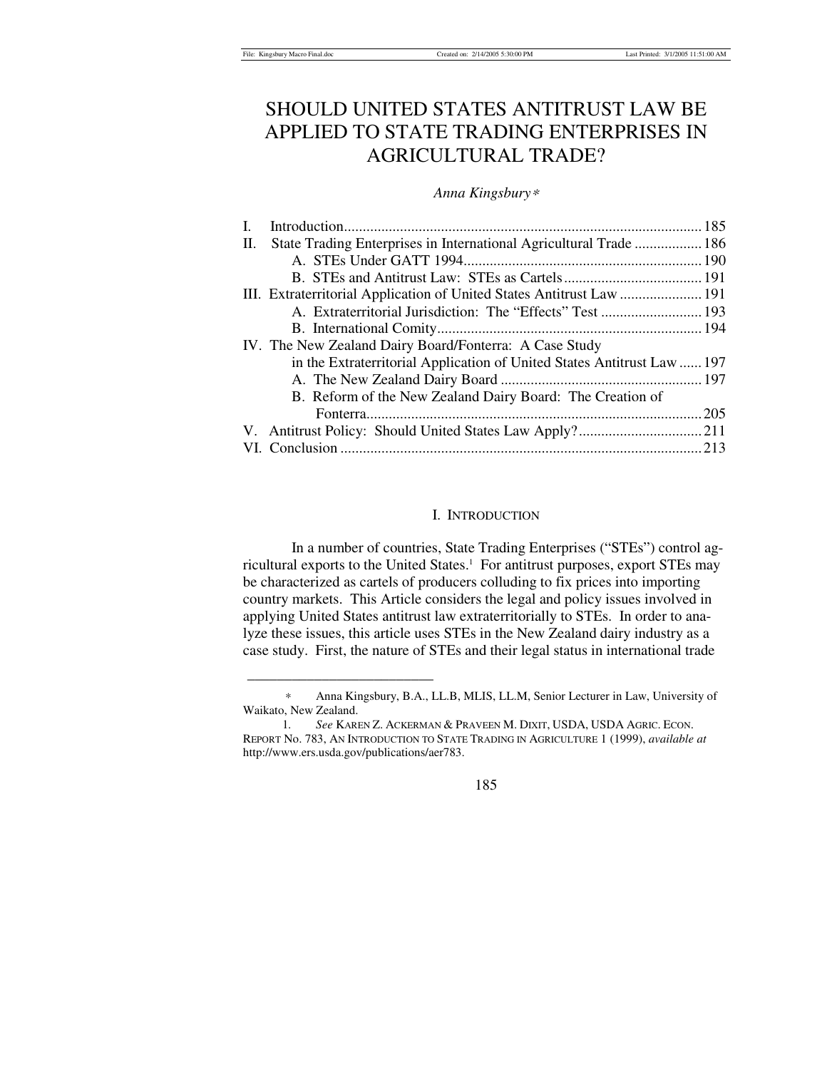# SHOULD UNITED STATES ANTITRUST LAW BE APPLIED TO STATE TRADING ENTERPRISES IN AGRICULTURAL TRADE?

*Anna Kingsbury*[*]

| | | |
|---|---|---|
| I. | Introduction | 185 |
| II. | State Trading Enterprises in International Agricultural Trade | 186 |
| | A. STEs Under GATT 1994 | 190 |
| | B. STEs and Antitrust Law: STEs as Cartels | 191 |
| III. | Extraterritorial Application of United States Antitrust Law | 191 |
| | A. Extraterritorial Jurisdiction: The "Effects" Test | 193 |
| | B. International Comity | 194 |
| IV. | The New Zealand Dairy Board/Fonterra: A Case Study in the Extraterritorial Application of United States Antitrust Law | 197 |
| | A. The New Zealand Dairy Board | 197 |
| | B. Reform of the New Zealand Dairy Board: The Creation of Fonterra | 205 |
| V. | Antitrust Policy: Should United States Law Apply? | 211 |
| VI. | Conclusion | 213 |

## I. INTRODUCTION

In a number of countries, State Trading Enterprises ("STEs") control agricultural exports to the United States.[1] For antitrust purposes, export STEs may be characterized as cartels of producers colluding to fix prices into importing country markets. This Article considers the legal and policy issues involved in applying United States antitrust law extraterritorially to STEs. In order to analyze these issues, this article uses STEs in the New Zealand dairy industry as a case study. First, the nature of STEs and their legal status in international trade

---

[*] Anna Kingsbury, B.A., LL.B, MLIS, LL.M, Senior Lecturer in Law, University of Waikato, New Zealand.

[1] *See* KAREN Z. ACKERMAN & PRAVEEN M. DIXIT, USDA, USDA AGRIC. ECON. REPORT NO. 783, AN INTRODUCTION TO STATE TRADING IN AGRICULTURE 1 (1999), *available at* http://www.ers.usda.gov/publications/aer783.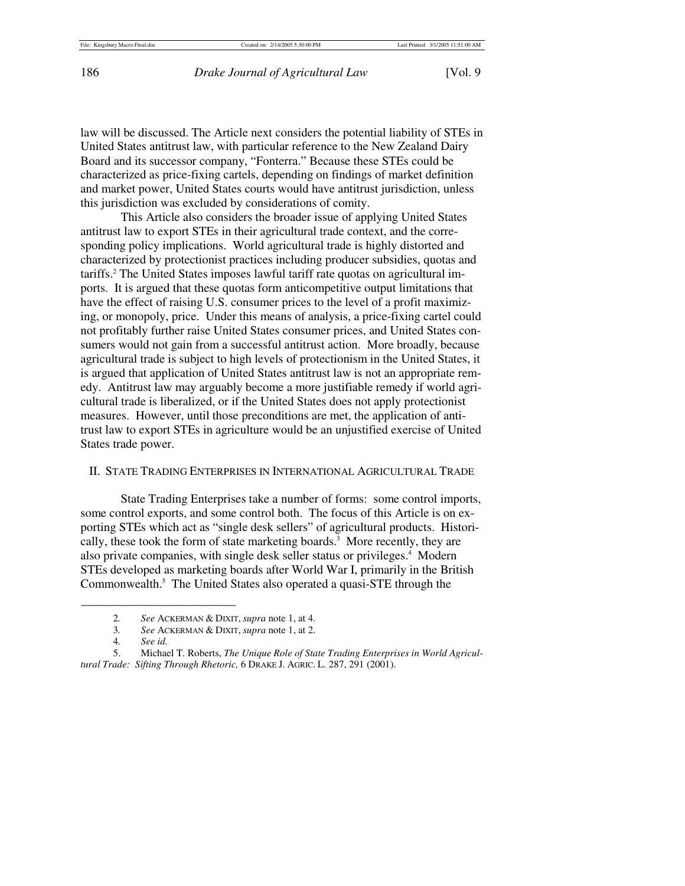law will be discussed. The Article next considers the potential liability of STEs in United States antitrust law, with particular reference to the New Zealand Dairy Board and its successor company, "Fonterra." Because these STEs could be characterized as price-fixing cartels, depending on findings of market definition and market power, United States courts would have antitrust jurisdiction, unless this jurisdiction was excluded by considerations of comity.

This Article also considers the broader issue of applying United States antitrust law to export STEs in their agricultural trade context, and the corresponding policy implications. World agricultural trade is highly distorted and characterized by protectionist practices including producer subsidies, quotas and tariffs.[2] The United States imposes lawful tariff rate quotas on agricultural imports. It is argued that these quotas form anticompetitive output limitations that have the effect of raising U.S. consumer prices to the level of a profit maximizing, or monopoly, price. Under this means of analysis, a price-fixing cartel could not profitably further raise United States consumer prices, and United States consumers would not gain from a successful antitrust action. More broadly, because agricultural trade is subject to high levels of protectionism in the United States, it is argued that application of United States antitrust law is not an appropriate remedy. Antitrust law may arguably become a more justifiable remedy if world agricultural trade is liberalized, or if the United States does not apply protectionist measures. However, until those preconditions are met, the application of antitrust law to export STEs in agriculture would be an unjustified exercise of United States trade power.

## II. State Trading Enterprises in International Agricultural Trade

State Trading Enterprises take a number of forms: some control imports, some control exports, and some control both. The focus of this Article is on exporting STEs which act as "single desk sellers" of agricultural products. Historically, these took the form of state marketing boards.[3] More recently, they are also private companies, with single desk seller status or privileges.[4] Modern STEs developed as marketing boards after World War I, primarily in the British Commonwealth.[5] The United States also operated a quasi-STE through the

---

2. *See* Ackerman & Dixit, *supra* note 1, at 4.

3. *See* Ackerman & Dixit, *supra* note 1, at 2.

4. *See id.*

5. Michael T. Roberts, *The Unique Role of State Trading Enterprises in World Agricultural Trade: Sifting Through Rhetoric,* 6 Drake J. Agric. L. 287, 291 (2001).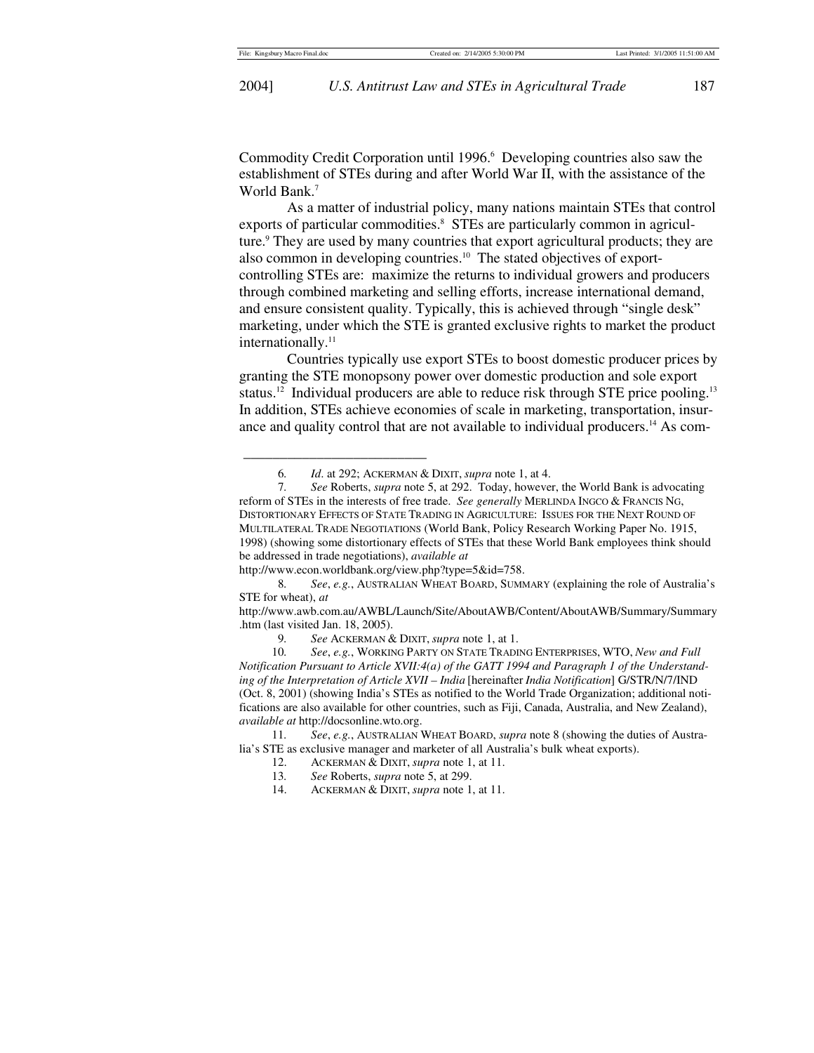Commodity Credit Corporation until 1996.[6] Developing countries also saw the establishment of STEs during and after World War II, with the assistance of the World Bank.[7]

As a matter of industrial policy, many nations maintain STEs that control exports of particular commodities.[8] STEs are particularly common in agriculture.[9] They are used by many countries that export agricultural products; they are also common in developing countries.[10] The stated objectives of export-controlling STEs are: maximize the returns to individual growers and producers through combined marketing and selling efforts, increase international demand, and ensure consistent quality. Typically, this is achieved through "single desk" marketing, under which the STE is granted exclusive rights to market the product internationally.[11]

Countries typically use export STEs to boost domestic producer prices by granting the STE monopsony power over domestic production and sole export status.[12] Individual producers are able to reduce risk through STE price pooling.[13] In addition, STEs achieve economies of scale in marketing, transportation, insurance and quality control that are not available to individual producers.[14] As com-

---

6. *Id*. at 292; ACKERMAN & DIXIT, *supra* note 1, at 4.

7. *See* Roberts, *supra* note 5, at 292. Today, however, the World Bank is advocating reform of STEs in the interests of free trade. *See generally* MERLINDA INGCO & FRANCIS NG, DISTORTIONARY EFFECTS OF STATE TRADING IN AGRICULTURE: ISSUES FOR THE NEXT ROUND OF MULTILATERAL TRADE NEGOTIATIONS (World Bank, Policy Research Working Paper No. 1915, 1998) (showing some distortionary effects of STEs that these World Bank employees think should be addressed in trade negotiations), *available at* http://www.econ.worldbank.org/view.php?type=5&id=758.

8. *See, e.g.*, AUSTRALIAN WHEAT BOARD, SUMMARY (explaining the role of Australia's STE for wheat), *at* http://www.awb.com.au/AWBL/Launch/Site/AboutAWB/Content/AboutAWB/Summary/Summary.htm (last visited Jan. 18, 2005).

9. *See* ACKERMAN & DIXIT, *supra* note 1, at 1.

10. *See, e.g.*, WORKING PARTY ON STATE TRADING ENTERPRISES, WTO, *New and Full Notification Pursuant to Article XVII:4(a) of the GATT 1994 and Paragraph 1 of the Understanding of the Interpretation of Article XVII – India* [hereinafter *India Notification*] G/STR/N/7/IND (Oct. 8, 2001) (showing India's STEs as notified to the World Trade Organization; additional notifications are also available for other countries, such as Fiji, Canada, Australia, and New Zealand), *available at* http://docsonline.wto.org.

11. *See, e.g.*, AUSTRALIAN WHEAT BOARD, *supra* note 8 (showing the duties of Australia's STE as exclusive manager and marketer of all Australia's bulk wheat exports).

12. ACKERMAN & DIXIT, *supra* note 1, at 11.

13. *See* Roberts, *supra* note 5, at 299.

14. ACKERMAN & DIXIT, *supra* note 1, at 11.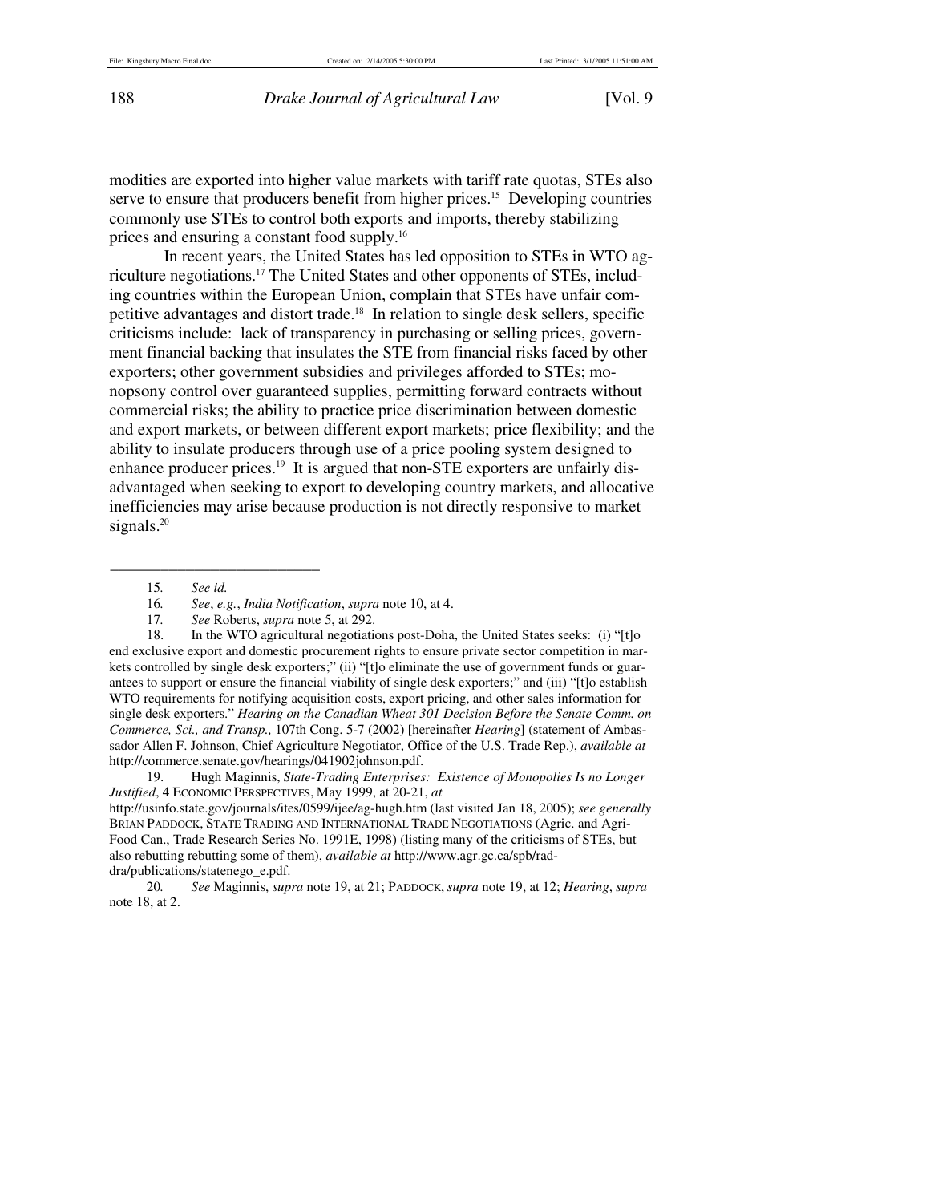modities are exported into higher value markets with tariff rate quotas, STEs also serve to ensure that producers benefit from higher prices.[15] Developing countries commonly use STEs to control both exports and imports, thereby stabilizing prices and ensuring a constant food supply.[16]

In recent years, the United States has led opposition to STEs in WTO agriculture negotiations.[17] The United States and other opponents of STEs, including countries within the European Union, complain that STEs have unfair competitive advantages and distort trade.[18] In relation to single desk sellers, specific criticisms include: lack of transparency in purchasing or selling prices, government financial backing that insulates the STE from financial risks faced by other exporters; other government subsidies and privileges afforded to STEs; monopsony control over guaranteed supplies, permitting forward contracts without commercial risks; the ability to practice price discrimination between domestic and export markets, or between different export markets; price flexibility; and the ability to insulate producers through use of a price pooling system designed to enhance producer prices.[19] It is argued that non-STE exporters are unfairly disadvantaged when seeking to export to developing country markets, and allocative inefficiencies may arise because production is not directly responsive to market signals.[20]

---

15. *See id.*

16. *See, e.g.*, *India Notification*, *supra* note 10, at 4.

17. *See* Roberts, *supra* note 5, at 292.

18. In the WTO agricultural negotiations post-Doha, the United States seeks: (i) "[t]o end exclusive export and domestic procurement rights to ensure private sector competition in markets controlled by single desk exporters;" (ii) "[t]o eliminate the use of government funds or guarantees to support or ensure the financial viability of single desk exporters;" and (iii) "[t]o establish WTO requirements for notifying acquisition costs, export pricing, and other sales information for single desk exporters." *Hearing on the Canadian Wheat 301 Decision Before the Senate Comm. on Commerce, Sci., and Transp.,* 107th Cong. 5-7 (2002) [hereinafter *Hearing*] (statement of Ambassador Allen F. Johnson, Chief Agriculture Negotiator, Office of the U.S. Trade Rep.), *available at* http://commerce.senate.gov/hearings/041902johnson.pdf.

19. Hugh Maginnis, *State-Trading Enterprises: Existence of Monopolies Is no Longer Justified*, 4 ECONOMIC PERSPECTIVES, May 1999, at 20-21, *at* http://usinfo.state.gov/journals/ites/0599/ijee/ag-hugh.htm (last visited Jan 18, 2005); *see generally* BRIAN PADDOCK, STATE TRADING AND INTERNATIONAL TRADE NEGOTIATIONS (Agric. and Agri-Food Can., Trade Research Series No. 1991E, 1998) (listing many of the criticisms of STEs, but also rebutting rebutting some of them), *available at* http://www.agr.gc.ca/spb/rad-dra/publications/statenego_e.pdf.

20. *See* Maginnis, *supra* note 19, at 21; PADDOCK, *supra* note 19, at 12; *Hearing*, *supra* note 18, at 2.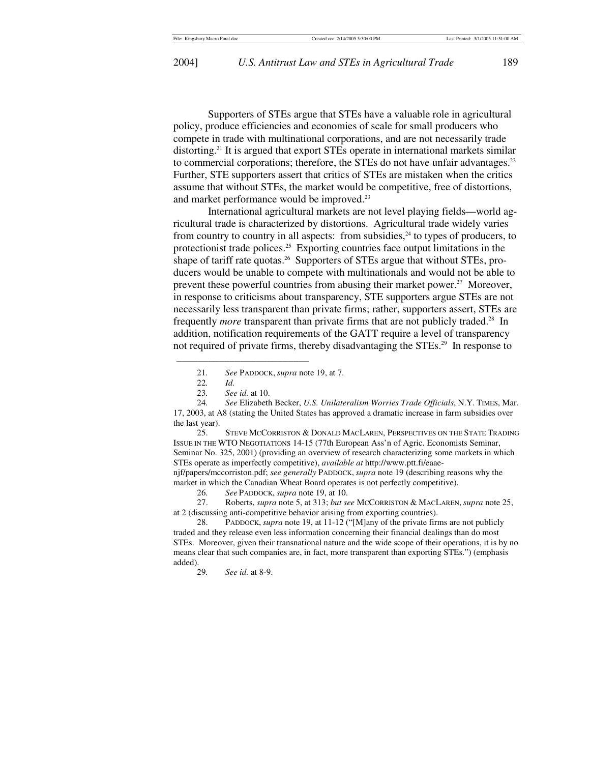Supporters of STEs argue that STEs have a valuable role in agricultural policy, produce efficiencies and economies of scale for small producers who compete in trade with multinational corporations, and are not necessarily trade distorting.[21] It is argued that export STEs operate in international markets similar to commercial corporations; therefore, the STEs do not have unfair advantages.[22] Further, STE supporters assert that critics of STEs are mistaken when the critics assume that without STEs, the market would be competitive, free of distortions, and market performance would be improved.[23]

International agricultural markets are not level playing fields—world agricultural trade is characterized by distortions. Agricultural trade widely varies from country to country in all aspects: from subsidies,[24] to types of producers, to protectionist trade polices.[25] Exporting countries face output limitations in the shape of tariff rate quotas.[26] Supporters of STEs argue that without STEs, producers would be unable to compete with multinationals and would not be able to prevent these powerful countries from abusing their market power.[27] Moreover, in response to criticisms about transparency, STE supporters argue STEs are not necessarily less transparent than private firms; rather, supporters assert, STEs are frequently *more* transparent than private firms that are not publicly traded.[28] In addition, notification requirements of the GATT require a level of transparency not required of private firms, thereby disadvantaging the STEs.[29] In response to

---

21. *See* PADDOCK, *supra* note 19, at 7.

22. *Id.*

23. *See id.* at 10.

24. *See* Elizabeth Becker, *U.S. Unilateralism Worries Trade Officials*, N.Y. TIMES, Mar. 17, 2003, at A8 (stating the United States has approved a dramatic increase in farm subsidies over the last year).

25. STEVE MCCORRISTON & DONALD MACLAREN, PERSPECTIVES ON THE STATE TRADING ISSUE IN THE WTO NEGOTIATIONS 14-15 (77th European Ass'n of Agric. Economists Seminar, Seminar No. 325, 2001) (providing an overview of research characterizing some markets in which STEs operate as imperfectly competitive), *available at* http://www.ptt.fi/eaae-njf/papers/mccorriston.pdf; *see generally* PADDOCK, *supra* note 19 (describing reasons why the market in which the Canadian Wheat Board operates is not perfectly competitive).

26. *See* PADDOCK, *supra* note 19, at 10.

27. Roberts, *supra* note 5, at 313; *but see* MCCORRISTON & MACLAREN, *supra* note 25, at 2 (discussing anti-competitive behavior arising from exporting countries).

28. PADDOCK, *supra* note 19, at 11-12 ("[M]any of the private firms are not publicly traded and they release even less information concerning their financial dealings than do most STEs. Moreover, given their transnational nature and the wide scope of their operations, it is by no means clear that such companies are, in fact, more transparent than exporting STEs.") (emphasis added).

29. *See id.* at 8-9.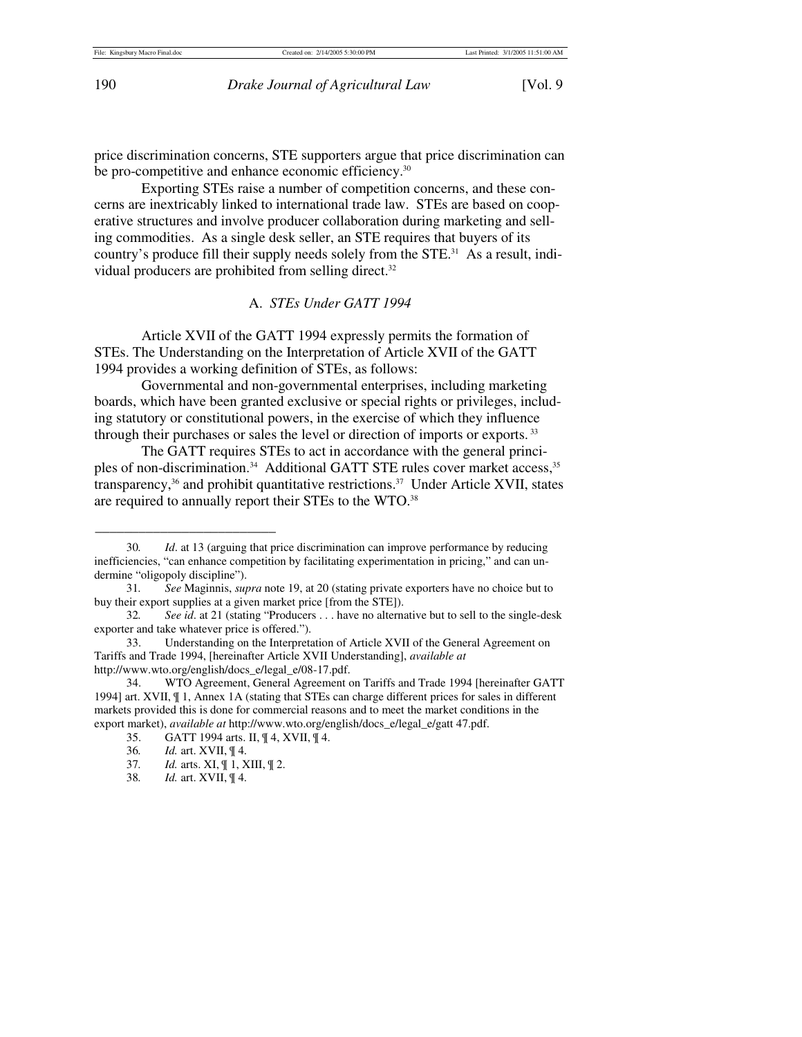price discrimination concerns, STE supporters argue that price discrimination can be pro-competitive and enhance economic efficiency.[30]

Exporting STEs raise a number of competition concerns, and these concerns are inextricably linked to international trade law. STEs are based on cooperative structures and involve producer collaboration during marketing and selling commodities. As a single desk seller, an STE requires that buyers of its country's produce fill their supply needs solely from the STE.[31] As a result, individual producers are prohibited from selling direct.[32]

### A. *STEs Under GATT 1994*

Article XVII of the GATT 1994 expressly permits the formation of STEs. The Understanding on the Interpretation of Article XVII of the GATT 1994 provides a working definition of STEs, as follows:

Governmental and non-governmental enterprises, including marketing boards, which have been granted exclusive or special rights or privileges, including statutory or constitutional powers, in the exercise of which they influence through their purchases or sales the level or direction of imports or exports.[33]

The GATT requires STEs to act in accordance with the general principles of non-discrimination.[34] Additional GATT STE rules cover market access,[35] transparency,[36] and prohibit quantitative restrictions.[37] Under Article XVII, states are required to annually report their STEs to the WTO.[38]

---

30. *Id*. at 13 (arguing that price discrimination can improve performance by reducing inefficiencies, "can enhance competition by facilitating experimentation in pricing," and can undermine "oligopoly discipline").

31. *See* Maginnis, *supra* note 19, at 20 (stating private exporters have no choice but to buy their export supplies at a given market price [from the STE]).

32. *See id*. at 21 (stating "Producers . . . have no alternative but to sell to the single-desk exporter and take whatever price is offered.").

33. Understanding on the Interpretation of Article XVII of the General Agreement on Tariffs and Trade 1994, [hereinafter Article XVII Understanding], *available at* http://www.wto.org/english/docs_e/legal_e/08-17.pdf.

34. WTO Agreement, General Agreement on Tariffs and Trade 1994 [hereinafter GATT 1994] art. XVII, ¶ 1, Annex 1A (stating that STEs can charge different prices for sales in different markets provided this is done for commercial reasons and to meet the market conditions in the export market), *available at* http://www.wto.org/english/docs_e/legal_e/gatt 47.pdf.

35. GATT 1994 arts. II, ¶ 4, XVII, ¶ 4.

36. *Id.* art. XVII, ¶ 4.

37. *Id.* arts. XI, ¶ 1, XIII, ¶ 2.

38. *Id.* art. XVII, ¶ 4.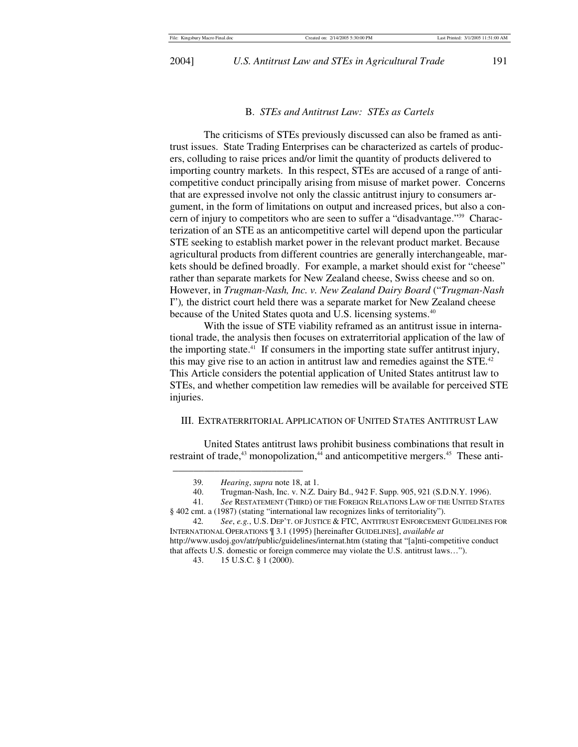### B. *STEs and Antitrust Law: STEs as Cartels*

The criticisms of STEs previously discussed can also be framed as antitrust issues. State Trading Enterprises can be characterized as cartels of producers, colluding to raise prices and/or limit the quantity of products delivered to importing country markets. In this respect, STEs are accused of a range of anticompetitive conduct principally arising from misuse of market power. Concerns that are expressed involve not only the classic antitrust injury to consumers argument, in the form of limitations on output and increased prices, but also a concern of injury to competitors who are seen to suffer a "disadvantage."[39] Characterization of an STE as an anticompetitive cartel will depend upon the particular STE seeking to establish market power in the relevant product market. Because agricultural products from different countries are generally interchangeable, markets should be defined broadly. For example, a market should exist for "cheese" rather than separate markets for New Zealand cheese, Swiss cheese and so on. However, in *Trugman-Nash, Inc. v. New Zealand Dairy Board* ("*Trugman-Nash* I"), the district court held there was a separate market for New Zealand cheese because of the United States quota and U.S. licensing systems.[40]

With the issue of STE viability reframed as an antitrust issue in international trade, the analysis then focuses on extraterritorial application of the law of the importing state.[41] If consumers in the importing state suffer antitrust injury, this may give rise to an action in antitrust law and remedies against the STE.[42] This Article considers the potential application of United States antitrust law to STEs, and whether competition law remedies will be available for perceived STE injuries.

## III. Extraterritorial Application of United States Antitrust Law

United States antitrust laws prohibit business combinations that result in restraint of trade,[43] monopolization,[44] and anticompetitive mergers.[45] These anti-

---

39. *Hearing*, *supra* note 18, at 1.

40. Trugman-Nash, Inc. v. N.Z. Dairy Bd., 942 F. Supp. 905, 921 (S.D.N.Y. 1996).

41. *See* Restatement (Third) of the Foreign Relations Law of the United States § 402 cmt. a (1987) (stating "international law recognizes links of territoriality").

42. *See*, *e.g.*, U.S. Dep't. of Justice & FTC, Antitrust Enforcement Guidelines for International Operations ¶ 3.1 (1995) [hereinafter Guidelines], *available at* http://www.usdoj.gov/atr/public/guidelines/internat.htm (stating that "[a]nti-competitive conduct that affects U.S. domestic or foreign commerce may violate the U.S. antitrust laws…").

43. 15 U.S.C. § 1 (2000).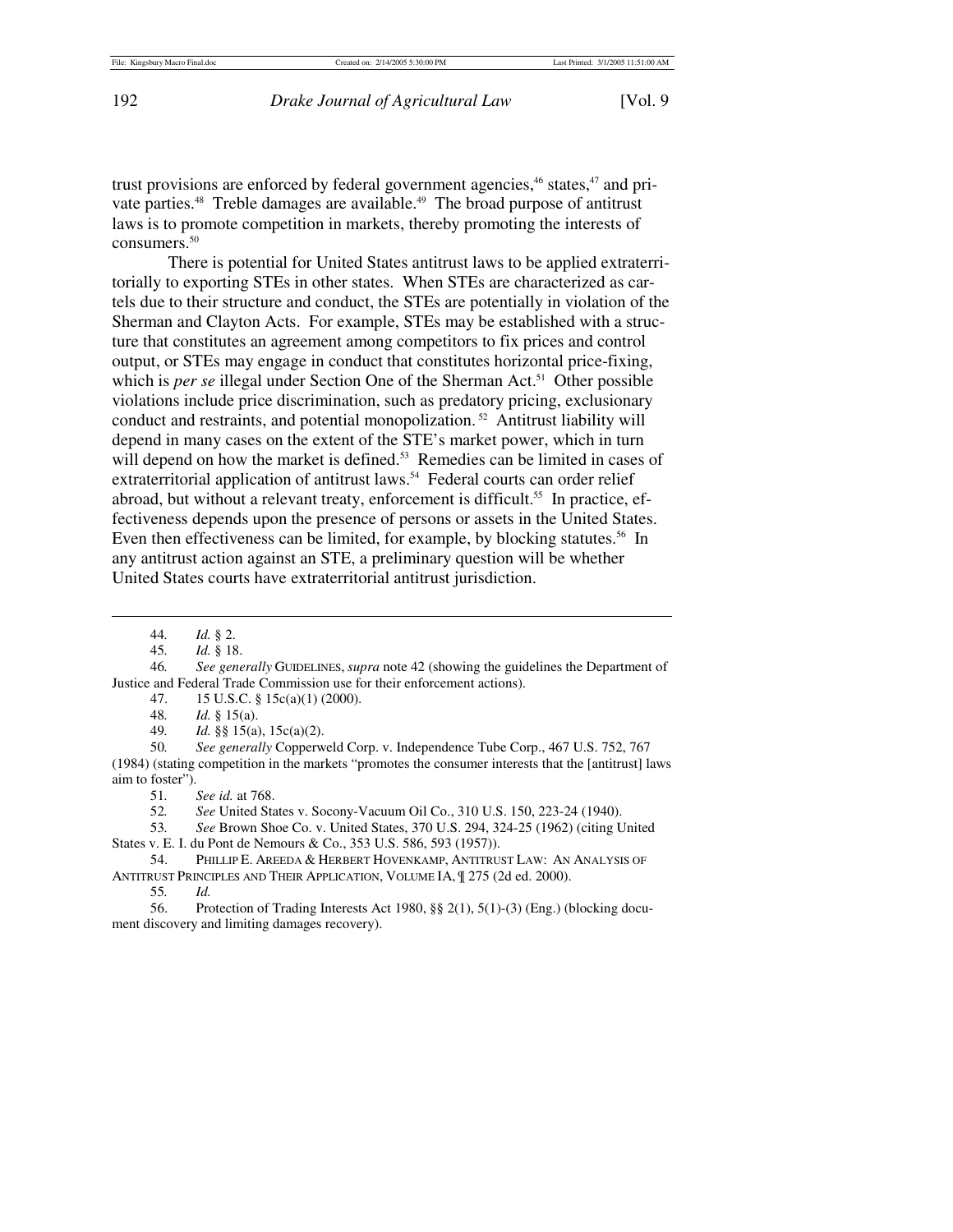trust provisions are enforced by federal government agencies,[46] states,[47] and private parties.[48] Treble damages are available.[49] The broad purpose of antitrust laws is to promote competition in markets, thereby promoting the interests of consumers.[50]

There is potential for United States antitrust laws to be applied extraterritorially to exporting STEs in other states. When STEs are characterized as cartels due to their structure and conduct, the STEs are potentially in violation of the Sherman and Clayton Acts. For example, STEs may be established with a structure that constitutes an agreement among competitors to fix prices and control output, or STEs may engage in conduct that constitutes horizontal price-fixing, which is *per se* illegal under Section One of the Sherman Act.[51] Other possible violations include price discrimination, such as predatory pricing, exclusionary conduct and restraints, and potential monopolization.[52] Antitrust liability will depend in many cases on the extent of the STE's market power, which in turn will depend on how the market is defined.[53] Remedies can be limited in cases of extraterritorial application of antitrust laws.[54] Federal courts can order relief abroad, but without a relevant treaty, enforcement is difficult.[55] In practice, effectiveness depends upon the presence of persons or assets in the United States. Even then effectiveness can be limited, for example, by blocking statutes.[56] In any antitrust action against an STE, a preliminary question will be whether United States courts have extraterritorial antitrust jurisdiction.

---

44. *Id.* § 2.

45. *Id.* § 18.

46. *See generally* GUIDELINES, *supra* note 42 (showing the guidelines the Department of Justice and Federal Trade Commission use for their enforcement actions).

47. 15 U.S.C. § 15c(a)(1) (2000).

48. *Id.* § 15(a).

49. *Id.* §§ 15(a), 15c(a)(2).

50. *See generally* Copperweld Corp. v. Independence Tube Corp., 467 U.S. 752, 767 (1984) (stating competition in the markets "promotes the consumer interests that the [antitrust] laws aim to foster").

51. *See id.* at 768.

52. *See* United States v. Socony-Vacuum Oil Co., 310 U.S. 150, 223-24 (1940).

53. *See* Brown Shoe Co. v. United States, 370 U.S. 294, 324-25 (1962) (citing United States v. E. I. du Pont de Nemours & Co., 353 U.S. 586, 593 (1957)).

54. PHILLIP E. AREEDA & HERBERT HOVENKAMP, ANTITRUST LAW: AN ANALYSIS OF ANTITRUST PRINCIPLES AND THEIR APPLICATION, VOLUME IA, ¶ 275 (2d ed. 2000).

55. *Id.*

56. Protection of Trading Interests Act 1980, §§ 2(1), 5(1)-(3) (Eng.) (blocking document discovery and limiting damages recovery).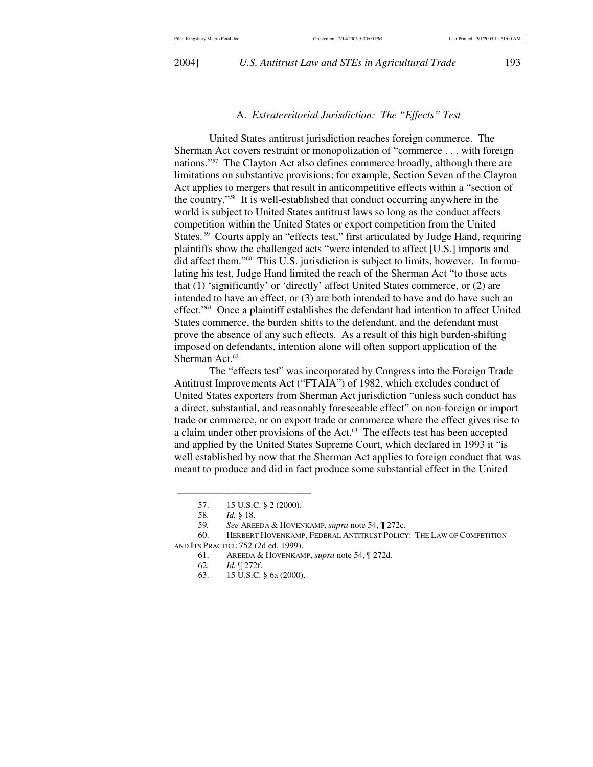### A. *Extraterritorial Jurisdiction: The "Effects" Test*

United States antitrust jurisdiction reaches foreign commerce. The Sherman Act covers restraint or monopolization of "commerce . . . with foreign nations."[57] The Clayton Act also defines commerce broadly, although there are limitations on substantive provisions; for example, Section Seven of the Clayton Act applies to mergers that result in anticompetitive effects within a "section of the country."[58] It is well-established that conduct occurring anywhere in the world is subject to United States antitrust laws so long as the conduct affects competition within the United States or export competition from the United States.[59] Courts apply an "effects test," first articulated by Judge Hand, requiring plaintiffs show the challenged acts "were intended to affect [U.S.] imports and did affect them."[60] This U.S. jurisdiction is subject to limits, however. In formulating his test, Judge Hand limited the reach of the Sherman Act "to those acts that (1) 'significantly' or 'directly' affect United States commerce, or (2) are intended to have an effect, or (3) are both intended to have and do have such an effect."[61] Once a plaintiff establishes the defendant had intention to affect United States commerce, the burden shifts to the defendant, and the defendant must prove the absence of any such effects. As a result of this high burden-shifting imposed on defendants, intention alone will often support application of the Sherman Act.[62]

The "effects test" was incorporated by Congress into the Foreign Trade Antitrust Improvements Act ("FTAIA") of 1982, which excludes conduct of United States exporters from Sherman Act jurisdiction "unless such conduct has a direct, substantial, and reasonably foreseeable effect" on non-foreign or import trade or commerce, or on export trade or commerce where the effect gives rise to a claim under other provisions of the Act.[63] The effects test has been accepted and applied by the United States Supreme Court, which declared in 1993 it "is well established by now that the Sherman Act applies to foreign conduct that was meant to produce and did in fact produce some substantial effect in the United

---

57. 15 U.S.C. § 2 (2000).

58. *Id.* § 18.

59. *See* AREEDA & HOVENKAMP, *supra* note 54, ¶ 272c.

60. HERBERT HOVENKAMP, FEDERAL ANTITRUST POLICY: THE LAW OF COMPETITION AND ITS PRACTICE 752 (2d ed. 1999).

61. AREEDA & HOVENKAMP, *supra* note 54, ¶ 272d.

62. *Id.* ¶ 272f.

63. 15 U.S.C. § 6a (2000).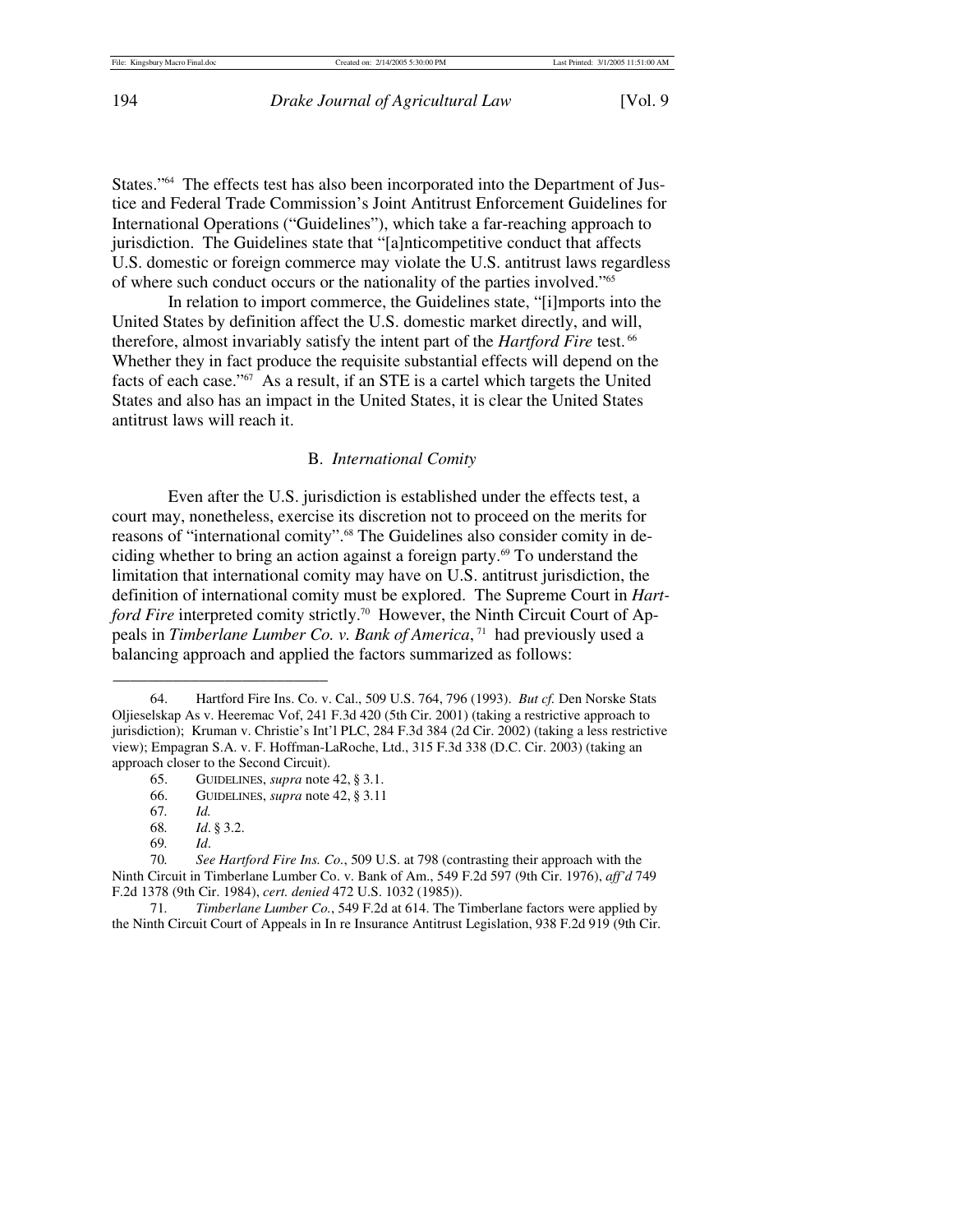States."[64] The effects test has also been incorporated into the Department of Justice and Federal Trade Commission's Joint Antitrust Enforcement Guidelines for International Operations ("Guidelines"), which take a far-reaching approach to jurisdiction. The Guidelines state that "[a]nticompetitive conduct that affects U.S. domestic or foreign commerce may violate the U.S. antitrust laws regardless of where such conduct occurs or the nationality of the parties involved."[65]

In relation to import commerce, the Guidelines state, "[i]mports into the United States by definition affect the U.S. domestic market directly, and will, therefore, almost invariably satisfy the intent part of the *Hartford Fire* test.[66] Whether they in fact produce the requisite substantial effects will depend on the facts of each case."[67] As a result, if an STE is a cartel which targets the United States and also has an impact in the United States, it is clear the United States antitrust laws will reach it.

### B. *International Comity*

Even after the U.S. jurisdiction is established under the effects test, a court may, nonetheless, exercise its discretion not to proceed on the merits for reasons of "international comity".[68] The Guidelines also consider comity in deciding whether to bring an action against a foreign party.[69] To understand the limitation that international comity may have on U.S. antitrust jurisdiction, the definition of international comity must be explored. The Supreme Court in *Hartford Fire* interpreted comity strictly.[70] However, the Ninth Circuit Court of Appeals in *Timberlane Lumber Co. v. Bank of America*,[71] had previously used a balancing approach and applied the factors summarized as follows:

---

64. Hartford Fire Ins. Co. v. Cal., 509 U.S. 764, 796 (1993). *But cf.* Den Norske Stats Oljieselskap As v. Heeremac Vof, 241 F.3d 420 (5th Cir. 2001) (taking a restrictive approach to jurisdiction); Kruman v. Christie's Int'l PLC, 284 F.3d 384 (2d Cir. 2002) (taking a less restrictive view); Empagran S.A. v. F. Hoffman-LaRoche, Ltd., 315 F.3d 338 (D.C. Cir. 2003) (taking an approach closer to the Second Circuit).

65. GUIDELINES, *supra* note 42, § 3.1.

66. GUIDELINES, *supra* note 42, § 3.11

67. *Id.*

68. *Id*. § 3.2.

69. *Id*.

70. *See Hartford Fire Ins. Co.*, 509 U.S. at 798 (contrasting their approach with the Ninth Circuit in Timberlane Lumber Co. v. Bank of Am., 549 F.2d 597 (9th Cir. 1976), *aff'd* 749 F.2d 1378 (9th Cir. 1984), *cert. denied* 472 U.S. 1032 (1985)).

71. *Timberlane Lumber Co.*, 549 F.2d at 614. The Timberlane factors were applied by the Ninth Circuit Court of Appeals in In re Insurance Antitrust Legislation, 938 F.2d 919 (9th Cir.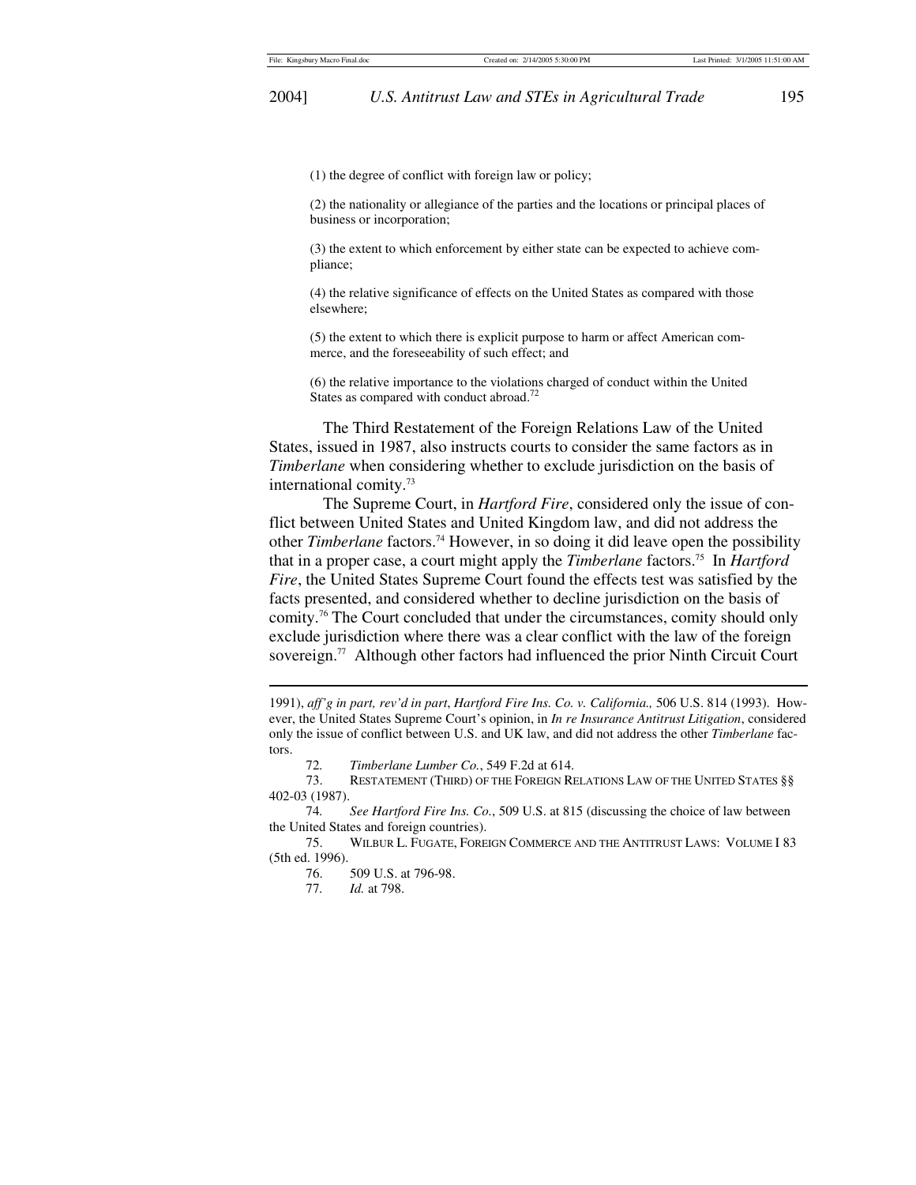(1) the degree of conflict with foreign law or policy;

(2) the nationality or allegiance of the parties and the locations or principal places of business or incorporation;

(3) the extent to which enforcement by either state can be expected to achieve compliance;

(4) the relative significance of effects on the United States as compared with those elsewhere;

(5) the extent to which there is explicit purpose to harm or affect American commerce, and the foreseeability of such effect; and

(6) the relative importance to the violations charged of conduct within the United States as compared with conduct abroad.[72]

The Third Restatement of the Foreign Relations Law of the United States, issued in 1987, also instructs courts to consider the same factors as in *Timberlane* when considering whether to exclude jurisdiction on the basis of international comity.[73]

The Supreme Court, in *Hartford Fire*, considered only the issue of conflict between United States and United Kingdom law, and did not address the other *Timberlane* factors.[74] However, in so doing it did leave open the possibility that in a proper case, a court might apply the *Timberlane* factors.[75] In *Hartford Fire*, the United States Supreme Court found the effects test was satisfied by the facts presented, and considered whether to decline jurisdiction on the basis of comity.[76] The Court concluded that under the circumstances, comity should only exclude jurisdiction where there was a clear conflict with the law of the foreign sovereign.[77] Although other factors had influenced the prior Ninth Circuit Court

---

1991), *aff'g in part, rev'd in part*, *Hartford Fire Ins. Co. v. California*, 506 U.S. 814 (1993). However, the United States Supreme Court's opinion, in *In re Insurance Antitrust Litigation*, considered only the issue of conflict between U.S. and UK law, and did not address the other *Timberlane* factors.

72. *Timberlane Lumber Co.*, 549 F.2d at 614.

73. RESTATEMENT (THIRD) OF THE FOREIGN RELATIONS LAW OF THE UNITED STATES §§ 402-03 (1987).

74. *See Hartford Fire Ins. Co.*, 509 U.S. at 815 (discussing the choice of law between the United States and foreign countries).

75. WILBUR L. FUGATE, FOREIGN COMMERCE AND THE ANTITRUST LAWS: VOLUME I 83 (5th ed. 1996).

76. 509 U.S. at 796-98.

77. *Id.* at 798.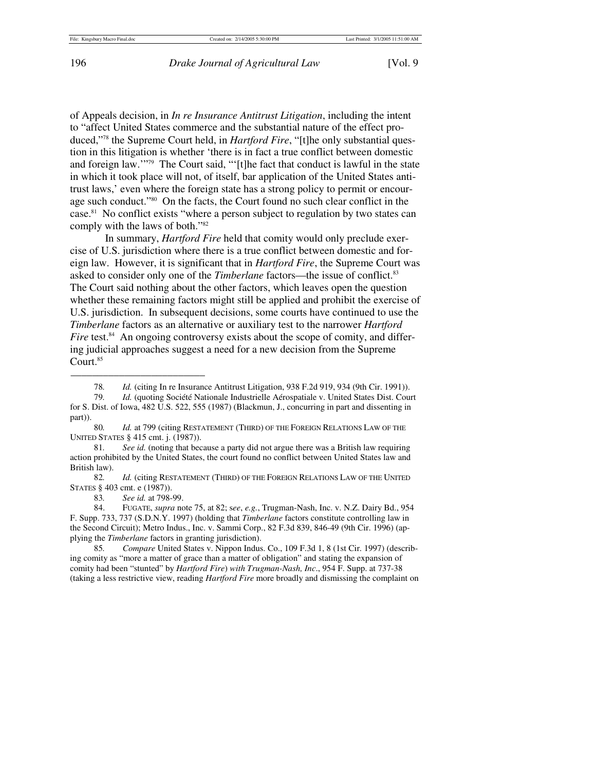of Appeals decision, in *In re Insurance Antitrust Litigation*, including the intent to "affect United States commerce and the substantial nature of the effect produced,"[78] the Supreme Court held, in *Hartford Fire*, "[t]he only substantial question in this litigation is whether 'there is in fact a true conflict between domestic and foreign law.'"[79] The Court said, "'[t]he fact that conduct is lawful in the state in which it took place will not, of itself, bar application of the United States antitrust laws,' even where the foreign state has a strong policy to permit or encourage such conduct."[80] On the facts, the Court found no such clear conflict in the case.[81] No conflict exists "where a person subject to regulation by two states can comply with the laws of both."[82]

In summary, *Hartford Fire* held that comity would only preclude exercise of U.S. jurisdiction where there is a true conflict between domestic and foreign law. However, it is significant that in *Hartford Fire*, the Supreme Court was asked to consider only one of the *Timberlane* factors—the issue of conflict.[83] The Court said nothing about the other factors, which leaves open the question whether these remaining factors might still be applied and prohibit the exercise of U.S. jurisdiction. In subsequent decisions, some courts have continued to use the *Timberlane* factors as an alternative or auxiliary test to the narrower *Hartford Fire* test.[84] An ongoing controversy exists about the scope of comity, and differing judicial approaches suggest a need for a new decision from the Supreme Court.[85]

---

78. *Id.* (citing In re Insurance Antitrust Litigation, 938 F.2d 919, 934 (9th Cir. 1991)).

79. *Id.* (quoting Société Nationale Industrielle Aérospatiale v. United States Dist. Court for S. Dist. of Iowa, 482 U.S. 522, 555 (1987) (Blackmun, J., concurring in part and dissenting in part)).

80. *Id.* at 799 (citing RESTATEMENT (THIRD) OF THE FOREIGN RELATIONS LAW OF THE UNITED STATES § 415 cmt. j. (1987)).

81. *See id.* (noting that because a party did not argue there was a British law requiring action prohibited by the United States, the court found no conflict between United States law and British law).

82. *Id.* (citing RESTATEMENT (THIRD) OF THE FOREIGN RELATIONS LAW OF THE UNITED STATES § 403 cmt. e (1987)).

83. *See id.* at 798-99.

84. FUGATE, *supra* note 75, at 82; *see*, *e.g.*, Trugman-Nash, Inc. v. N.Z. Dairy Bd., 954 F. Supp. 733, 737 (S.D.N.Y. 1997) (holding that *Timberlane* factors constitute controlling law in the Second Circuit); Metro Indus., Inc. v. Sammi Corp., 82 F.3d 839, 846-49 (9th Cir. 1996) (applying the *Timberlane* factors in granting jurisdiction).

85. *Compare* United States v. Nippon Indus. Co., 109 F.3d 1, 8 (1st Cir. 1997) (describing comity as "more a matter of grace than a matter of obligation" and stating the expansion of comity had been "stunted" by *Hartford Fire*) *with Trugman-Nash, Inc*., 954 F. Supp. at 737-38 (taking a less restrictive view, reading *Hartford Fire* more broadly and dismissing the complaint on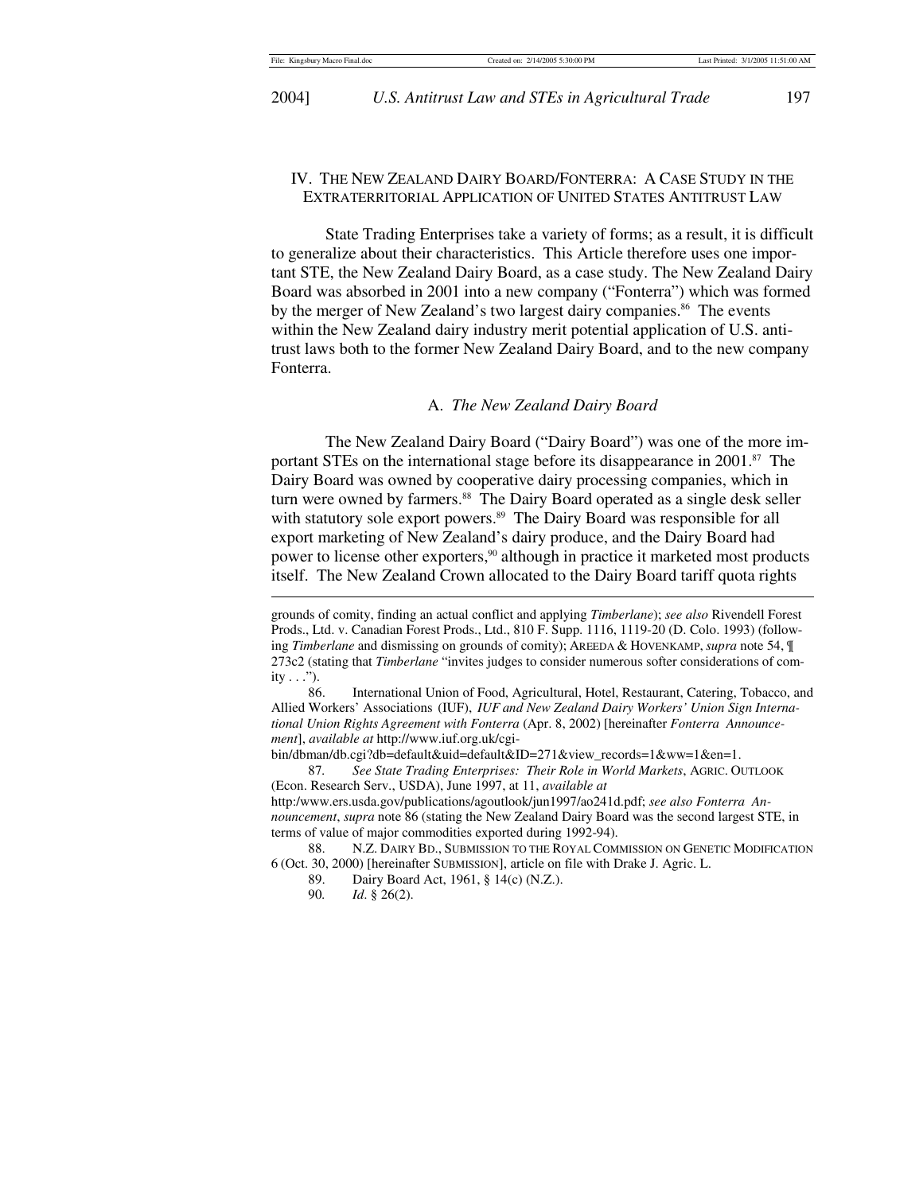## IV. THE NEW ZEALAND DAIRY BOARD/FONTERRA: A CASE STUDY IN THE EXTRATERRITORIAL APPLICATION OF UNITED STATES ANTITRUST LAW

State Trading Enterprises take a variety of forms; as a result, it is difficult to generalize about their characteristics. This Article therefore uses one important STE, the New Zealand Dairy Board, as a case study. The New Zealand Dairy Board was absorbed in 2001 into a new company ("Fonterra") which was formed by the merger of New Zealand's two largest dairy companies.[86] The events within the New Zealand dairy industry merit potential application of U.S. antitrust laws both to the former New Zealand Dairy Board, and to the new company Fonterra.

### A. *The New Zealand Dairy Board*

The New Zealand Dairy Board ("Dairy Board") was one of the more important STEs on the international stage before its disappearance in 2001.[87] The Dairy Board was owned by cooperative dairy processing companies, which in turn were owned by farmers.[88] The Dairy Board operated as a single desk seller with statutory sole export powers.[89] The Dairy Board was responsible for all export marketing of New Zealand's dairy produce, and the Dairy Board had power to license other exporters,[90] although in practice it marketed most products itself. The New Zealand Crown allocated to the Dairy Board tariff quota rights

---

grounds of comity, finding an actual conflict and applying *Timberlane*); *see also* Rivendell Forest Prods., Ltd. v. Canadian Forest Prods., Ltd., 810 F. Supp. 1116, 1119-20 (D. Colo. 1993) (following *Timberlane* and dismissing on grounds of comity); AREEDA & HOVENKAMP, *supra* note 54, ¶ 273c2 (stating that *Timberlane* "invites judges to consider numerous softer considerations of comity . . .").

86. International Union of Food, Agricultural, Hotel, Restaurant, Catering, Tobacco, and Allied Workers' Associations (IUF), *IUF and New Zealand Dairy Workers' Union Sign International Union Rights Agreement with Fonterra* (Apr. 8, 2002) [hereinafter *Fonterra Announcement*], *available at* http://www.iuf.org.uk/cgi-bin/dbman/db.cgi?db=default&uid=default&ID=271&view_records=1&ww=1&en=1.

87. *See State Trading Enterprises: Their Role in World Markets*, AGRIC. OUTLOOK (Econ. Research Serv., USDA), June 1997, at 11, *available at* http:/www.ers.usda.gov/publications/agoutlook/jun1997/ao241d.pdf; *see also Fonterra Announcement*, *supra* note 86 (stating the New Zealand Dairy Board was the second largest STE, in terms of value of major commodities exported during 1992-94).

88. N.Z. DAIRY BD., SUBMISSION TO THE ROYAL COMMISSION ON GENETIC MODIFICATION 6 (Oct. 30, 2000) [hereinafter SUBMISSION], article on file with Drake J. Agric. L.

89. Dairy Board Act, 1961, § 14(c) (N.Z.).

90. *Id*. § 26(2).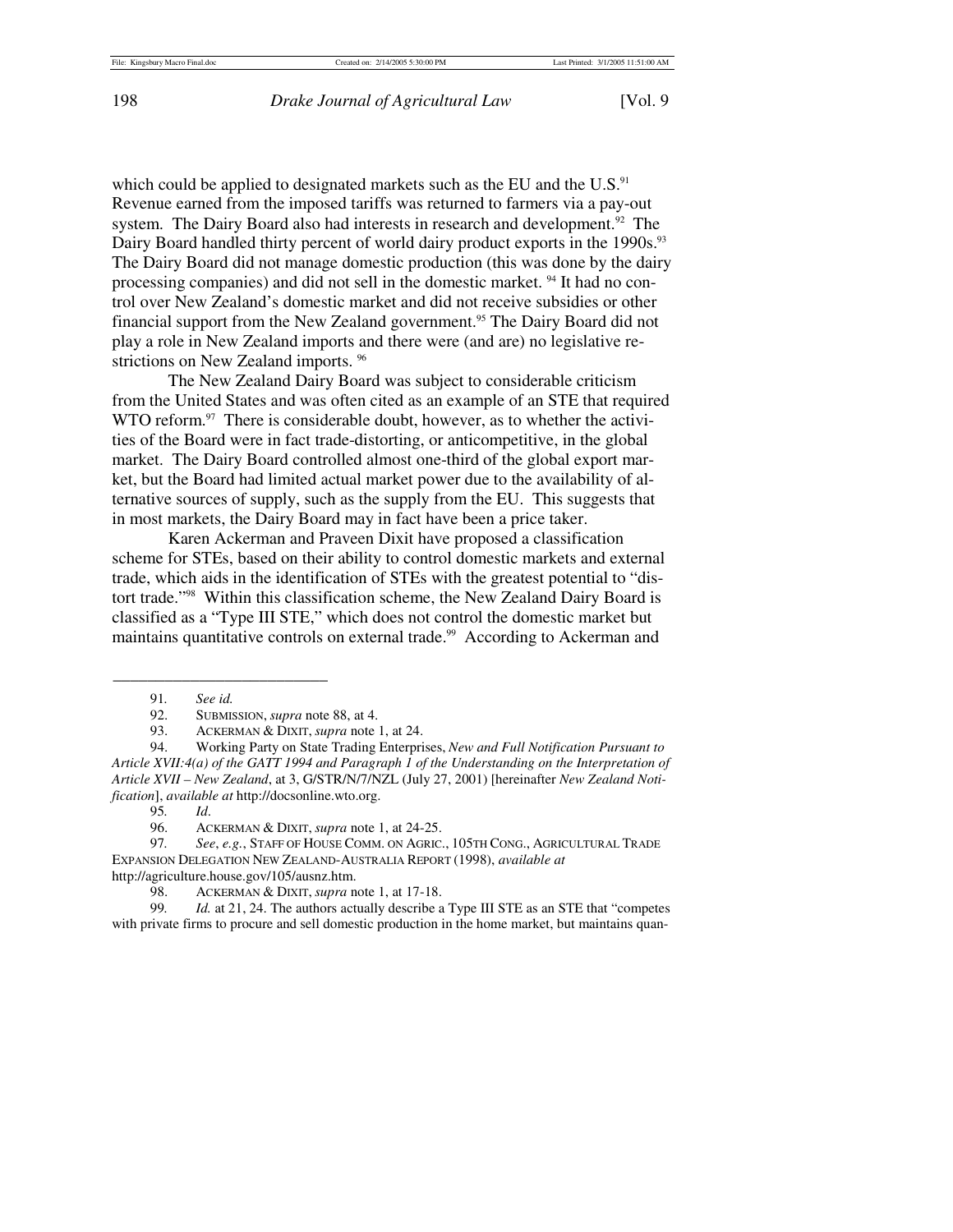which could be applied to designated markets such as the EU and the U.S.[91] Revenue earned from the imposed tariffs was returned to farmers via a pay-out system. The Dairy Board also had interests in research and development.[92] The Dairy Board handled thirty percent of world dairy product exports in the 1990s.[93] The Dairy Board did not manage domestic production (this was done by the dairy processing companies) and did not sell in the domestic market.[94] It had no control over New Zealand's domestic market and did not receive subsidies or other financial support from the New Zealand government.[95] The Dairy Board did not play a role in New Zealand imports and there were (and are) no legislative restrictions on New Zealand imports.[96]

The New Zealand Dairy Board was subject to considerable criticism from the United States and was often cited as an example of an STE that required WTO reform.[97] There is considerable doubt, however, as to whether the activities of the Board were in fact trade-distorting, or anticompetitive, in the global market. The Dairy Board controlled almost one-third of the global export market, but the Board had limited actual market power due to the availability of alternative sources of supply, such as the supply from the EU. This suggests that in most markets, the Dairy Board may in fact have been a price taker.

Karen Ackerman and Praveen Dixit have proposed a classification scheme for STEs, based on their ability to control domestic markets and external trade, which aids in the identification of STEs with the greatest potential to "distort trade."[98] Within this classification scheme, the New Zealand Dairy Board is classified as a "Type III STE," which does not control the domestic market but maintains quantitative controls on external trade.[99] According to Ackerman and

---

91. *See id.*

92. SUBMISSION, *supra* note 88, at 4.

93. ACKERMAN & DIXIT, *supra* note 1, at 24.

94. Working Party on State Trading Enterprises, *New and Full Notification Pursuant to Article XVII:4(a) of the GATT 1994 and Paragraph 1 of the Understanding on the Interpretation of Article XVII – New Zealand*, at 3, G/STR/N/7/NZL (July 27, 2001) [hereinafter *New Zealand Notification*], *available at* http://docsonline.wto.org.

95. *Id*.

96. ACKERMAN & DIXIT, *supra* note 1, at 24-25.

97. *See*, *e.g.*, STAFF OF HOUSE COMM. ON AGRIC., 105TH CONG., AGRICULTURAL TRADE EXPANSION DELEGATION NEW ZEALAND-AUSTRALIA REPORT (1998), *available at* http://agriculture.house.gov/105/ausnz.htm.

98. ACKERMAN & DIXIT, *supra* note 1, at 17-18.

99. *Id.* at 21, 24. The authors actually describe a Type III STE as an STE that "competes with private firms to procure and sell domestic production in the home market, but maintains quan-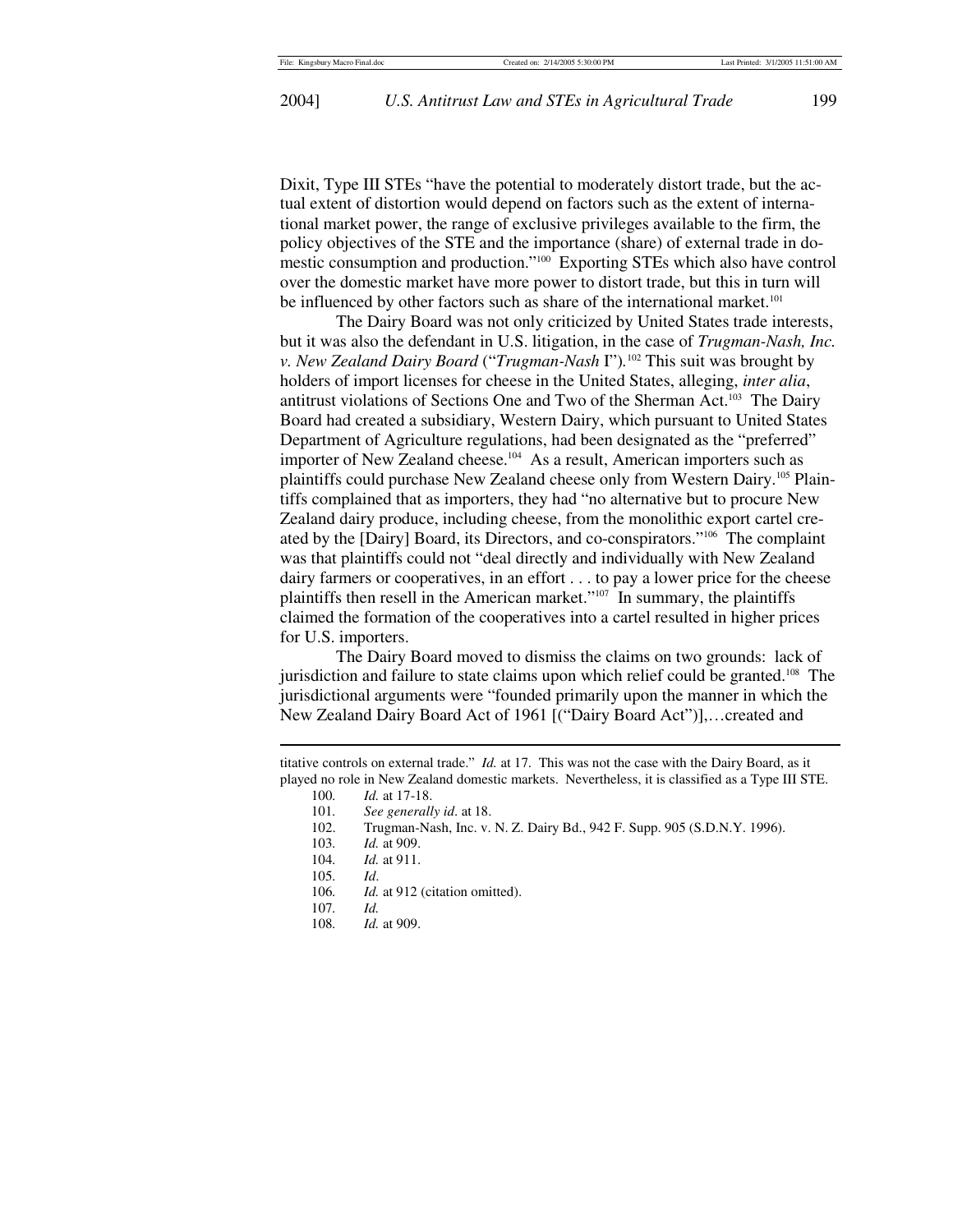Dixit, Type III STEs "have the potential to moderately distort trade, but the actual extent of distortion would depend on factors such as the extent of international market power, the range of exclusive privileges available to the firm, the policy objectives of the STE and the importance (share) of external trade in domestic consumption and production."[100] Exporting STEs which also have control over the domestic market have more power to distort trade, but this in turn will be influenced by other factors such as share of the international market.[101]

The Dairy Board was not only criticized by United States trade interests, but it was also the defendant in U.S. litigation, in the case of *Trugman-Nash, Inc. v. New Zealand Dairy Board* ("*Trugman-Nash* I").[102] This suit was brought by holders of import licenses for cheese in the United States, alleging, *inter alia*, antitrust violations of Sections One and Two of the Sherman Act.[103] The Dairy Board had created a subsidiary, Western Dairy, which pursuant to United States Department of Agriculture regulations, had been designated as the "preferred" importer of New Zealand cheese.[104] As a result, American importers such as plaintiffs could purchase New Zealand cheese only from Western Dairy.[105] Plaintiffs complained that as importers, they had "no alternative but to procure New Zealand dairy produce, including cheese, from the monolithic export cartel created by the [Dairy] Board, its Directors, and co-conspirators."[106] The complaint was that plaintiffs could not "deal directly and individually with New Zealand dairy farmers or cooperatives, in an effort . . . to pay a lower price for the cheese plaintiffs then resell in the American market."[107] In summary, the plaintiffs claimed the formation of the cooperatives into a cartel resulted in higher prices for U.S. importers.

The Dairy Board moved to dismiss the claims on two grounds: lack of jurisdiction and failure to state claims upon which relief could be granted.[108] The jurisdictional arguments were "founded primarily upon the manner in which the New Zealand Dairy Board Act of 1961 [("Dairy Board Act")],…created and

---

titative controls on external trade." *Id.* at 17. This was not the case with the Dairy Board, as it played no role in New Zealand domestic markets. Nevertheless, it is classified as a Type III STE.

100. *Id.* at 17-18.

101. *See generally id*. at 18.

102. Trugman-Nash, Inc. v. N. Z. Dairy Bd., 942 F. Supp. 905 (S.D.N.Y. 1996).

103. *Id.* at 909.

104. *Id.* at 911.

105. *Id*.

106. *Id.* at 912 (citation omitted).

107. *Id.*

108. *Id.* at 909.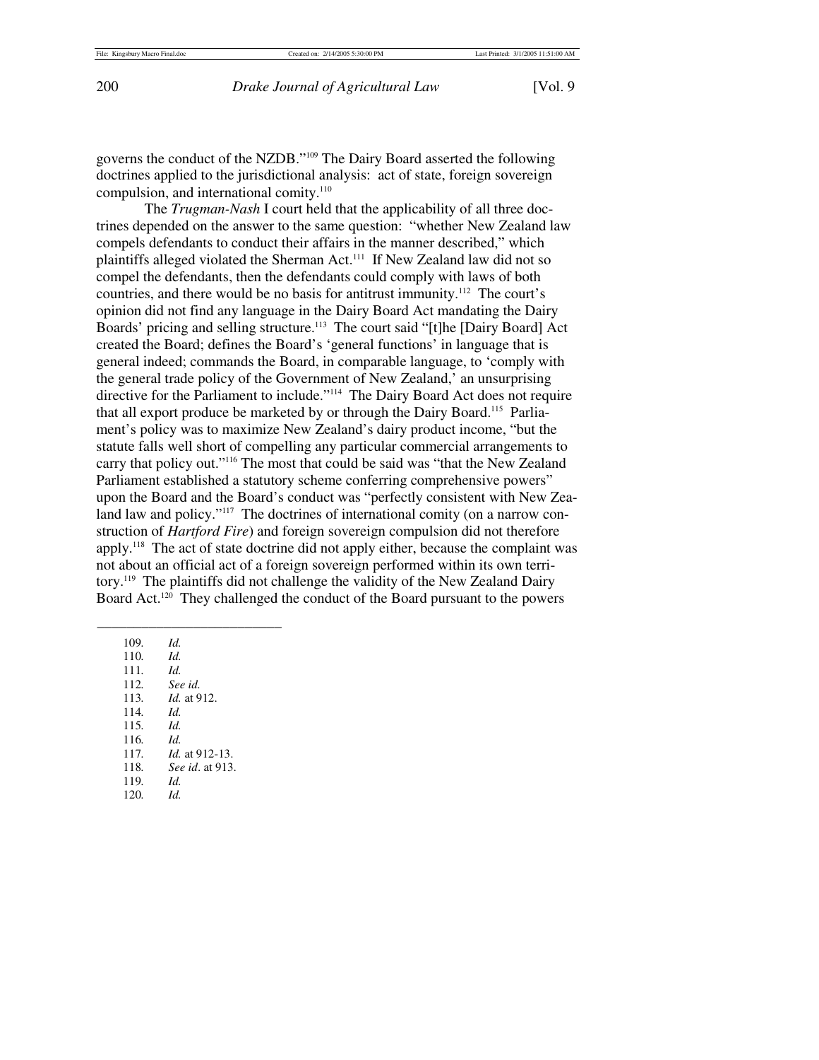governs the conduct of the NZDB."[109] The Dairy Board asserted the following doctrines applied to the jurisdictional analysis: act of state, foreign sovereign compulsion, and international comity.[110]

The *Trugman-Nash* I court held that the applicability of all three doctrines depended on the answer to the same question: "whether New Zealand law compels defendants to conduct their affairs in the manner described," which plaintiffs alleged violated the Sherman Act.[111] If New Zealand law did not so compel the defendants, then the defendants could comply with laws of both countries, and there would be no basis for antitrust immunity.[112] The court's opinion did not find any language in the Dairy Board Act mandating the Dairy Boards' pricing and selling structure.[113] The court said "[t]he [Dairy Board] Act created the Board; defines the Board's 'general functions' in language that is general indeed; commands the Board, in comparable language, to 'comply with the general trade policy of the Government of New Zealand,' an unsurprising directive for the Parliament to include."[114] The Dairy Board Act does not require that all export produce be marketed by or through the Dairy Board.[115] Parliament's policy was to maximize New Zealand's dairy product income, "but the statute falls well short of compelling any particular commercial arrangements to carry that policy out."[116] The most that could be said was "that the New Zealand Parliament established a statutory scheme conferring comprehensive powers" upon the Board and the Board's conduct was "perfectly consistent with New Zealand law and policy."[117] The doctrines of international comity (on a narrow construction of *Hartford Fire*) and foreign sovereign compulsion did not therefore apply.[118] The act of state doctrine did not apply either, because the complaint was not about an official act of a foreign sovereign performed within its own territory.[119] The plaintiffs did not challenge the validity of the New Zealand Dairy Board Act.[120] They challenged the conduct of the Board pursuant to the powers

---

109. *Id.*
110. *Id.*
111. *Id.*
112. *See id.*
113. *Id.* at 912.
114. *Id.*
115. *Id.*
116. *Id.*
117. *Id.* at 912-13.
118. *See id*. at 913.
119. *Id.*
120. *Id.*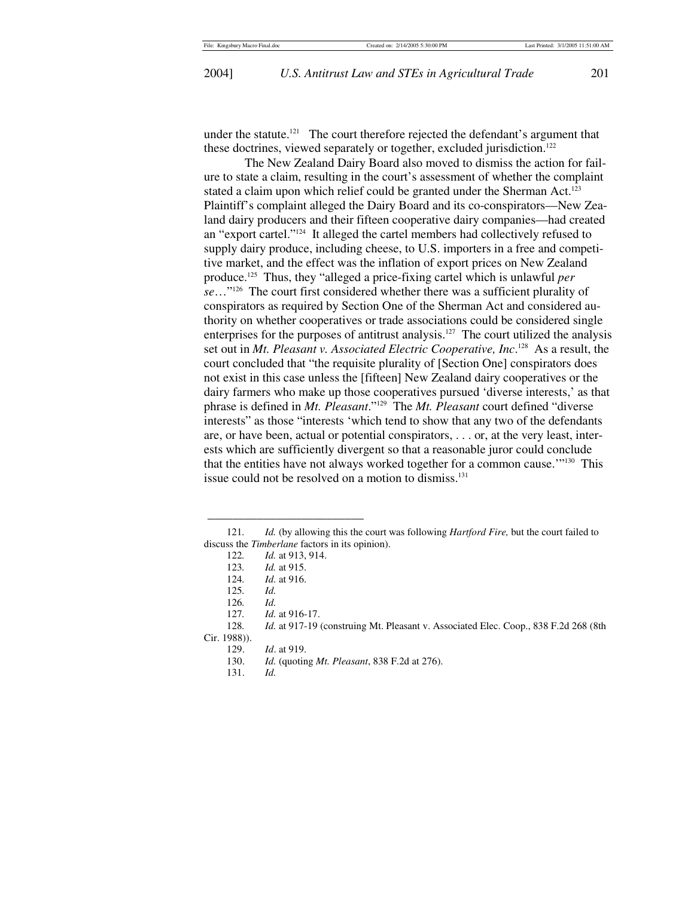under the statute.[121] The court therefore rejected the defendant's argument that these doctrines, viewed separately or together, excluded jurisdiction.[122]

The New Zealand Dairy Board also moved to dismiss the action for failure to state a claim, resulting in the court's assessment of whether the complaint stated a claim upon which relief could be granted under the Sherman Act.[123] Plaintiff's complaint alleged the Dairy Board and its co-conspirators—New Zealand dairy producers and their fifteen cooperative dairy companies—had created an "export cartel."[124] It alleged the cartel members had collectively refused to supply dairy produce, including cheese, to U.S. importers in a free and competitive market, and the effect was the inflation of export prices on New Zealand produce.[125] Thus, they "alleged a price-fixing cartel which is unlawful *per se*…"[126] The court first considered whether there was a sufficient plurality of conspirators as required by Section One of the Sherman Act and considered authority on whether cooperatives or trade associations could be considered single enterprises for the purposes of antitrust analysis.[127] The court utilized the analysis set out in *Mt. Pleasant v. Associated Electric Cooperative, Inc*.[128] As a result, the court concluded that "the requisite plurality of [Section One] conspirators does not exist in this case unless the [fifteen] New Zealand dairy cooperatives or the dairy farmers who make up those cooperatives pursued 'diverse interests,' as that phrase is defined in *Mt. Pleasant*."[129] The *Mt. Pleasant* court defined "diverse interests" as those "interests 'which tend to show that any two of the defendants are, or have been, actual or potential conspirators, . . . or, at the very least, interests which are sufficiently divergent so that a reasonable juror could conclude that the entities have not always worked together for a common cause.'"[130] This issue could not be resolved on a motion to dismiss.[131]

---

121. *Id.* (by allowing this the court was following *Hartford Fire,* but the court failed to discuss the *Timberlane* factors in its opinion).

122. *Id.* at 913, 914.

123. *Id.* at 915.

124. *Id.* at 916.

125. *Id.*

126. *Id.*

127. *Id.* at 916-17.

128. *Id.* at 917-19 (construing Mt. Pleasant v. Associated Elec. Coop., 838 F.2d 268 (8th Cir. 1988)).

129. *Id*. at 919.

130. *Id.* (quoting *Mt. Pleasant*, 838 F.2d at 276).

131. *Id.*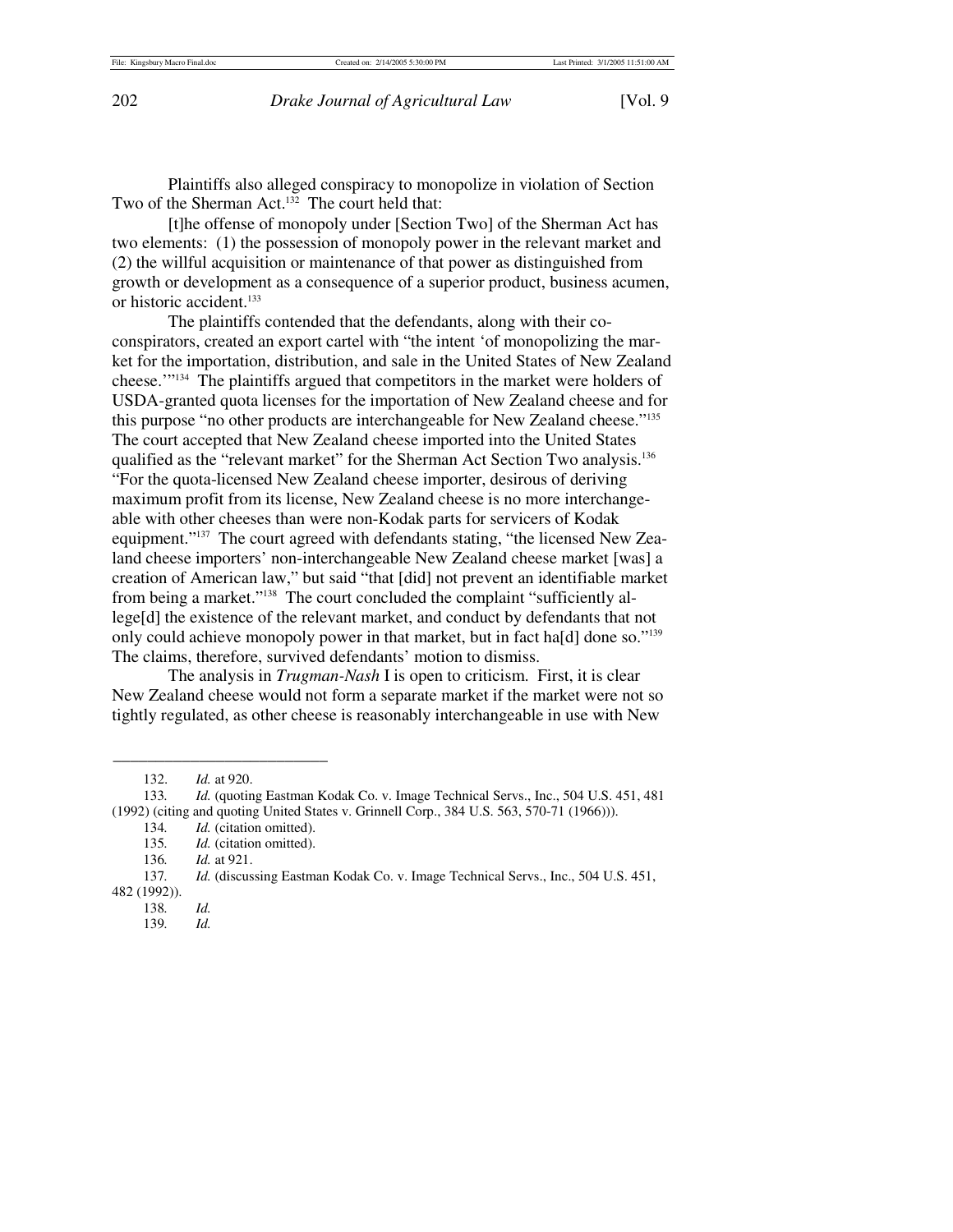Plaintiffs also alleged conspiracy to monopolize in violation of Section Two of the Sherman Act.[132] The court held that:

[t]he offense of monopoly under [Section Two] of the Sherman Act has two elements: (1) the possession of monopoly power in the relevant market and (2) the willful acquisition or maintenance of that power as distinguished from growth or development as a consequence of a superior product, business acumen, or historic accident.[133]

The plaintiffs contended that the defendants, along with their co-conspirators, created an export cartel with "the intent 'of monopolizing the market for the importation, distribution, and sale in the United States of New Zealand cheese.'"[134] The plaintiffs argued that competitors in the market were holders of USDA-granted quota licenses for the importation of New Zealand cheese and for this purpose "no other products are interchangeable for New Zealand cheese."[135] The court accepted that New Zealand cheese imported into the United States qualified as the "relevant market" for the Sherman Act Section Two analysis.[136] "For the quota-licensed New Zealand cheese importer, desirous of deriving maximum profit from its license, New Zealand cheese is no more interchangeable with other cheeses than were non-Kodak parts for servicers of Kodak equipment."[137] The court agreed with defendants stating, "the licensed New Zealand cheese importers' non-interchangeable New Zealand cheese market [was] a creation of American law," but said "that [did] not prevent an identifiable market from being a market."[138] The court concluded the complaint "sufficiently allege[d] the existence of the relevant market, and conduct by defendants that not only could achieve monopoly power in that market, but in fact ha[d] done so."[139] The claims, therefore, survived defendants' motion to dismiss.

The analysis in *Trugman-Nash* I is open to criticism. First, it is clear New Zealand cheese would not form a separate market if the market were not so tightly regulated, as other cheese is reasonably interchangeable in use with New

---

132. *Id.* at 920.

133. *Id.* (quoting Eastman Kodak Co. v. Image Technical Servs., Inc., 504 U.S. 451, 481 (1992) (citing and quoting United States v. Grinnell Corp., 384 U.S. 563, 570-71 (1966))).

134. *Id.* (citation omitted).

135. *Id.* (citation omitted).

136. *Id.* at 921.

137. *Id.* (discussing Eastman Kodak Co. v. Image Technical Servs., Inc., 504 U.S. 451, 482 (1992)).

138. *Id.*

139. *Id.*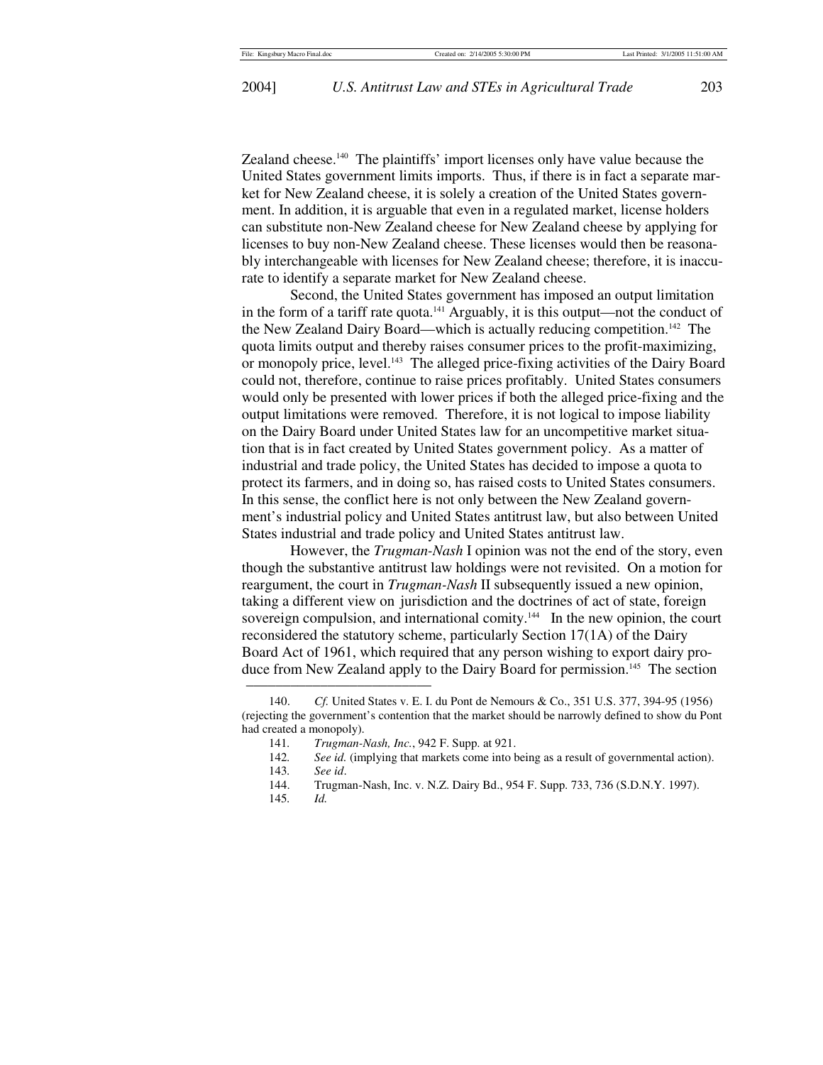Zealand cheese.[140] The plaintiffs' import licenses only have value because the United States government limits imports. Thus, if there is in fact a separate market for New Zealand cheese, it is solely a creation of the United States government. In addition, it is arguable that even in a regulated market, license holders can substitute non-New Zealand cheese for New Zealand cheese by applying for licenses to buy non-New Zealand cheese. These licenses would then be reasonably interchangeable with licenses for New Zealand cheese; therefore, it is inaccurate to identify a separate market for New Zealand cheese.

Second, the United States government has imposed an output limitation in the form of a tariff rate quota.[141] Arguably, it is this output—not the conduct of the New Zealand Dairy Board—which is actually reducing competition.[142] The quota limits output and thereby raises consumer prices to the profit-maximizing, or monopoly price, level.[143] The alleged price-fixing activities of the Dairy Board could not, therefore, continue to raise prices profitably. United States consumers would only be presented with lower prices if both the alleged price-fixing and the output limitations were removed. Therefore, it is not logical to impose liability on the Dairy Board under United States law for an uncompetitive market situation that is in fact created by United States government policy. As a matter of industrial and trade policy, the United States has decided to impose a quota to protect its farmers, and in doing so, has raised costs to United States consumers. In this sense, the conflict here is not only between the New Zealand government's industrial policy and United States antitrust law, but also between United States industrial and trade policy and United States antitrust law.

However, the *Trugman-Nash* I opinion was not the end of the story, even though the substantive antitrust law holdings were not revisited. On a motion for reargument, the court in *Trugman-Nash* II subsequently issued a new opinion, taking a different view on jurisdiction and the doctrines of act of state, foreign sovereign compulsion, and international comity.[144] In the new opinion, the court reconsidered the statutory scheme, particularly Section 17(1A) of the Dairy Board Act of 1961, which required that any person wishing to export dairy produce from New Zealand apply to the Dairy Board for permission.[145] The section

---

140. *Cf.* United States v. E. I. du Pont de Nemours & Co., 351 U.S. 377, 394-95 (1956) (rejecting the government's contention that the market should be narrowly defined to show du Pont had created a monopoly).

141. *Trugman-Nash, Inc.*, 942 F. Supp. at 921.

142. *See id.* (implying that markets come into being as a result of governmental action).

143. *See id*.

144. Trugman-Nash, Inc. v. N.Z. Dairy Bd., 954 F. Supp. 733, 736 (S.D.N.Y. 1997).

145. *Id.*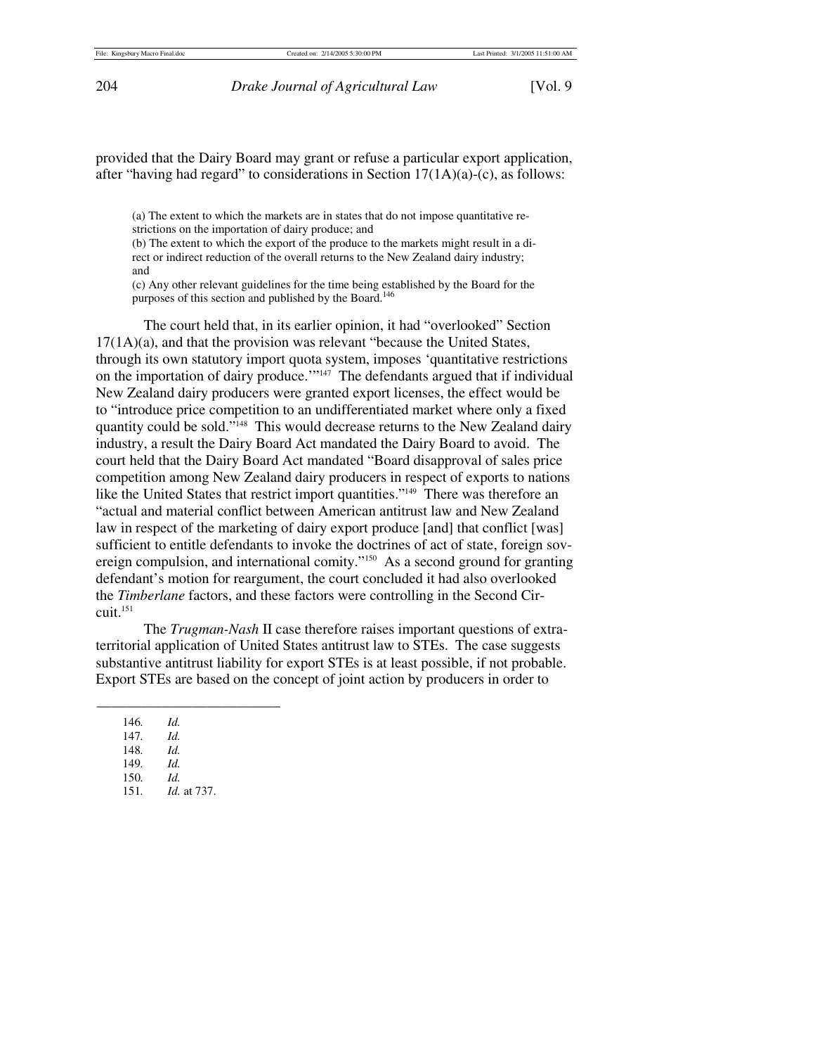provided that the Dairy Board may grant or refuse a particular export application, after "having had regard" to considerations in Section 17(1A)(a)-(c), as follows:

> (a) The extent to which the markets are in states that do not impose quantitative restrictions on the importation of dairy produce; and
> (b) The extent to which the export of the produce to the markets might result in a direct or indirect reduction of the overall returns to the New Zealand dairy industry; and
> (c) Any other relevant guidelines for the time being established by the Board for the purposes of this section and published by the Board.[146]

The court held that, in its earlier opinion, it had "overlooked" Section 17(1A)(a), and that the provision was relevant "because the United States, through its own statutory import quota system, imposes 'quantitative restrictions on the importation of dairy produce.'"[147] The defendants argued that if individual New Zealand dairy producers were granted export licenses, the effect would be to "introduce price competition to an undifferentiated market where only a fixed quantity could be sold."[148] This would decrease returns to the New Zealand dairy industry, a result the Dairy Board Act mandated the Dairy Board to avoid. The court held that the Dairy Board Act mandated "Board disapproval of sales price competition among New Zealand dairy producers in respect of exports to nations like the United States that restrict import quantities."[149] There was therefore an "actual and material conflict between American antitrust law and New Zealand law in respect of the marketing of dairy export produce [and] that conflict [was] sufficient to entitle defendants to invoke the doctrines of act of state, foreign sovereign compulsion, and international comity."[150] As a second ground for granting defendant's motion for reargument, the court concluded it had also overlooked the *Timberlane* factors, and these factors were controlling in the Second Circuit.[151]

The *Trugman-Nash* II case therefore raises important questions of extraterritorial application of United States antitrust law to STEs. The case suggests substantive antitrust liability for export STEs is at least possible, if not probable. Export STEs are based on the concept of joint action by producers in order to

---

146. *Id.*
147. *Id.*
148. *Id.*
149. *Id.*
150. *Id.*
151. *Id.* at 737.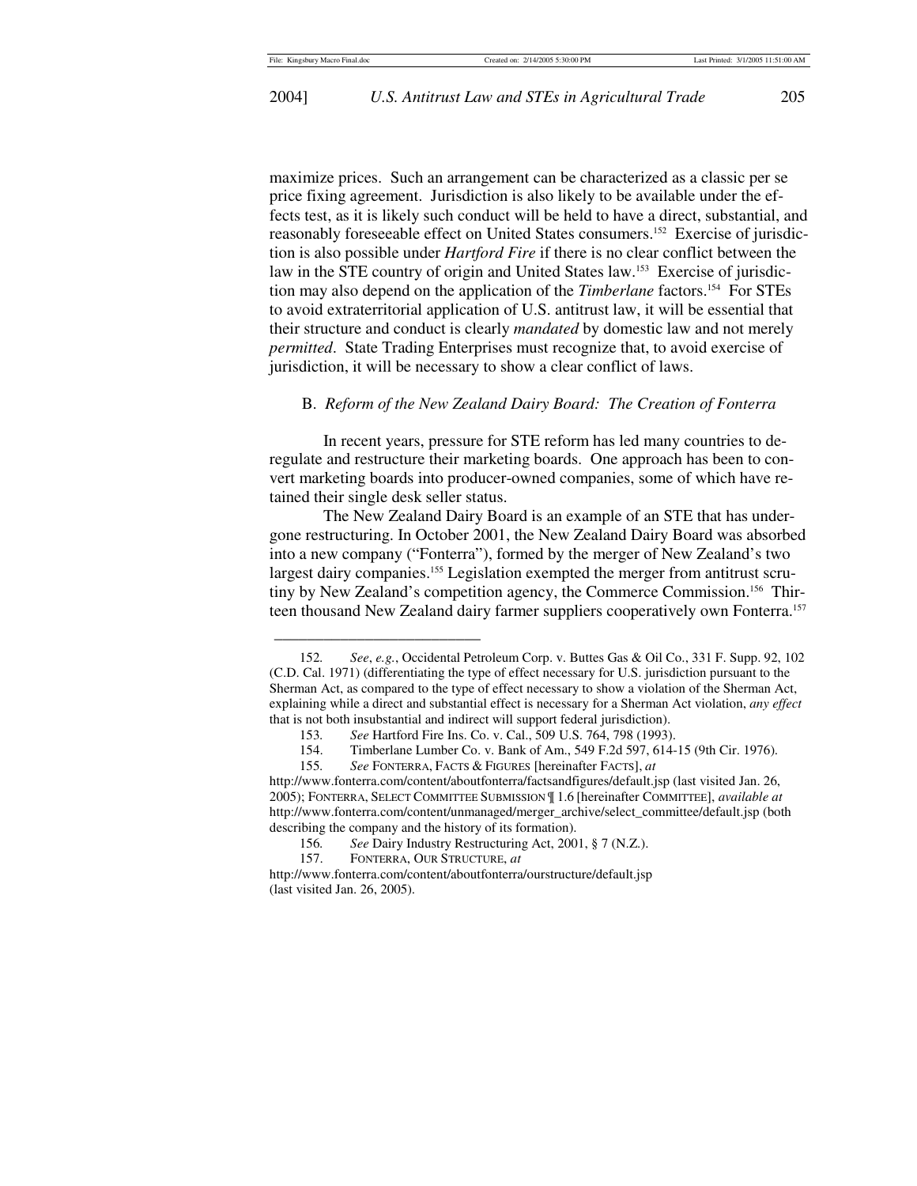maximize prices. Such an arrangement can be characterized as a classic per se price fixing agreement. Jurisdiction is also likely to be available under the effects test, as it is likely such conduct will be held to have a direct, substantial, and reasonably foreseeable effect on United States consumers.[152] Exercise of jurisdiction is also possible under *Hartford Fire* if there is no clear conflict between the law in the STE country of origin and United States law.[153] Exercise of jurisdiction may also depend on the application of the *Timberlane* factors.[154] For STEs to avoid extraterritorial application of U.S. antitrust law, it will be essential that their structure and conduct is clearly *mandated* by domestic law and not merely *permitted*. State Trading Enterprises must recognize that, to avoid exercise of jurisdiction, it will be necessary to show a clear conflict of laws.

### B. *Reform of the New Zealand Dairy Board: The Creation of Fonterra*

In recent years, pressure for STE reform has led many countries to deregulate and restructure their marketing boards. One approach has been to convert marketing boards into producer-owned companies, some of which have retained their single desk seller status.

The New Zealand Dairy Board is an example of an STE that has undergone restructuring. In October 2001, the New Zealand Dairy Board was absorbed into a new company ("Fonterra"), formed by the merger of New Zealand's two largest dairy companies.[155] Legislation exempted the merger from antitrust scrutiny by New Zealand's competition agency, the Commerce Commission.[156] Thirteen thousand New Zealand dairy farmer suppliers cooperatively own Fonterra.[157]

---

152. *See*, *e.g.*, Occidental Petroleum Corp. v. Buttes Gas & Oil Co., 331 F. Supp. 92, 102 (C.D. Cal. 1971) (differentiating the type of effect necessary for U.S. jurisdiction pursuant to the Sherman Act, as compared to the type of effect necessary to show a violation of the Sherman Act, explaining while a direct and substantial effect is necessary for a Sherman Act violation, *any effect* that is not both insubstantial and indirect will support federal jurisdiction).

153. *See* Hartford Fire Ins. Co. v. Cal., 509 U.S. 764, 798 (1993).

154. Timberlane Lumber Co. v. Bank of Am., 549 F.2d 597, 614-15 (9th Cir. 1976).

155. *See* FONTERRA, FACTS & FIGURES [hereinafter FACTS], *at* http://www.fonterra.com/content/aboutfonterra/factsandfigures/default.jsp (last visited Jan. 26, 2005); FONTERRA, SELECT COMMITTEE SUBMISSION ¶ 1.6 [hereinafter COMMITTEE], *available at* http://www.fonterra.com/content/unmanaged/merger_archive/select_committee/default.jsp (both describing the company and the history of its formation).

156. *See* Dairy Industry Restructuring Act, 2001, § 7 (N.Z.).

157. FONTERRA, OUR STRUCTURE, *at* http://www.fonterra.com/content/aboutfonterra/ourstructure/default.jsp (last visited Jan. 26, 2005).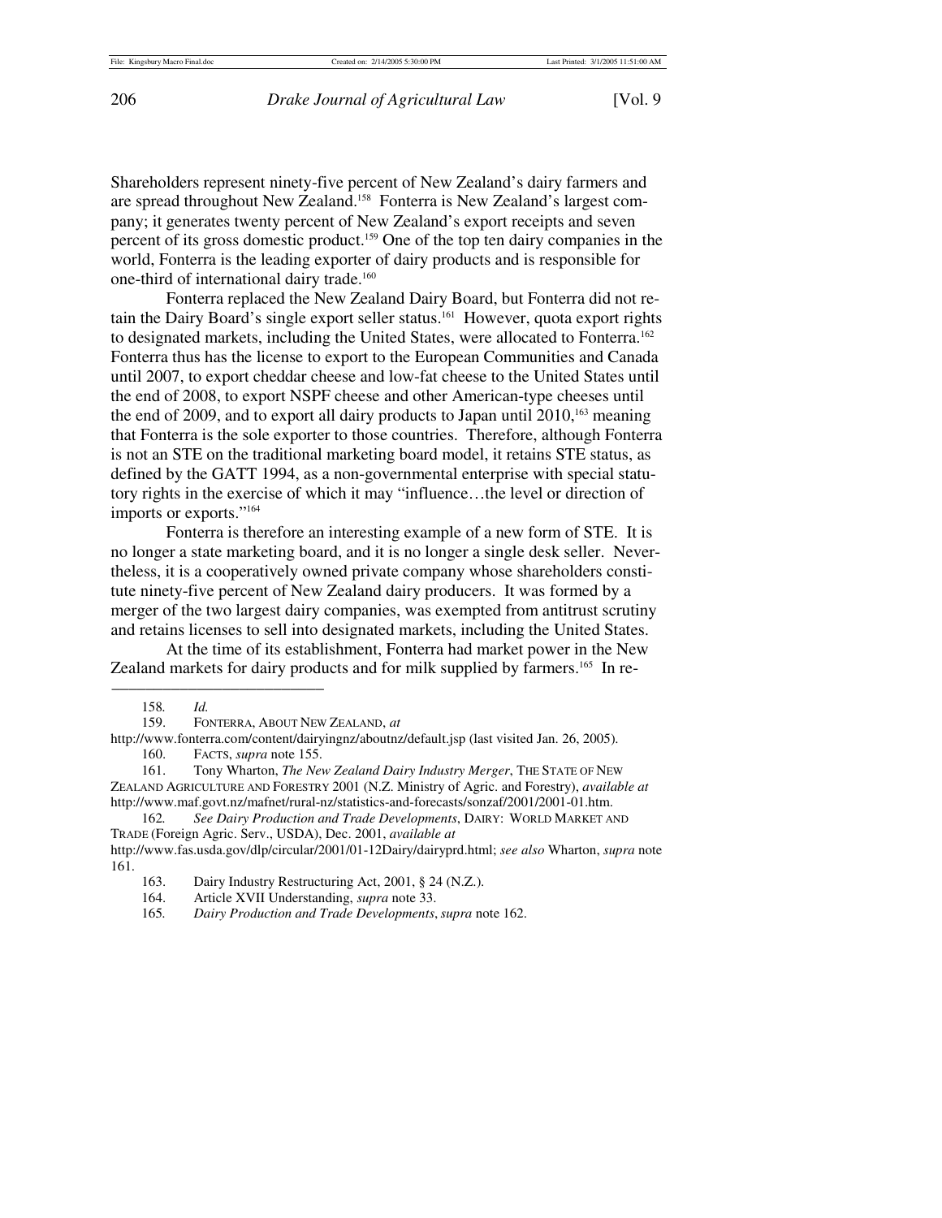Shareholders represent ninety-five percent of New Zealand's dairy farmers and are spread throughout New Zealand.[158] Fonterra is New Zealand's largest company; it generates twenty percent of New Zealand's export receipts and seven percent of its gross domestic product.[159] One of the top ten dairy companies in the world, Fonterra is the leading exporter of dairy products and is responsible for one-third of international dairy trade.[160]

Fonterra replaced the New Zealand Dairy Board, but Fonterra did not retain the Dairy Board's single export seller status.[161] However, quota export rights to designated markets, including the United States, were allocated to Fonterra.[162] Fonterra thus has the license to export to the European Communities and Canada until 2007, to export cheddar cheese and low-fat cheese to the United States until the end of 2008, to export NSPF cheese and other American-type cheeses until the end of 2009, and to export all dairy products to Japan until 2010,[163] meaning that Fonterra is the sole exporter to those countries. Therefore, although Fonterra is not an STE on the traditional marketing board model, it retains STE status, as defined by the GATT 1994, as a non-governmental enterprise with special statutory rights in the exercise of which it may "influence…the level or direction of imports or exports."[164]

Fonterra is therefore an interesting example of a new form of STE. It is no longer a state marketing board, and it is no longer a single desk seller. Nevertheless, it is a cooperatively owned private company whose shareholders constitute ninety-five percent of New Zealand dairy producers. It was formed by a merger of the two largest dairy companies, was exempted from antitrust scrutiny and retains licenses to sell into designated markets, including the United States.

At the time of its establishment, Fonterra had market power in the New Zealand markets for dairy products and for milk supplied by farmers.[165] In re-

---

158. *Id.*

159. FONTERRA, ABOUT NEW ZEALAND, *at* http://www.fonterra.com/content/dairyingnz/aboutnz/default.jsp (last visited Jan. 26, 2005).

160. FACTS, *supra* note 155.

161. Tony Wharton, *The New Zealand Dairy Industry Merger*, THE STATE OF NEW ZEALAND AGRICULTURE AND FORESTRY 2001 (N.Z. Ministry of Agric. and Forestry), *available at* http://www.maf.govt.nz/mafnet/rural-nz/statistics-and-forecasts/sonzaf/2001/2001-01.htm.

162. *See Dairy Production and Trade Developments*, DAIRY: WORLD MARKET AND TRADE (Foreign Agric. Serv., USDA), Dec. 2001, *available at* http://www.fas.usda.gov/dlp/circular/2001/01-12Dairy/dairyprd.html; *see also* Wharton, *supra* note 161.

163. Dairy Industry Restructuring Act, 2001, § 24 (N.Z.).

164. Article XVII Understanding, *supra* note 33.

165. *Dairy Production and Trade Developments*, *supra* note 162.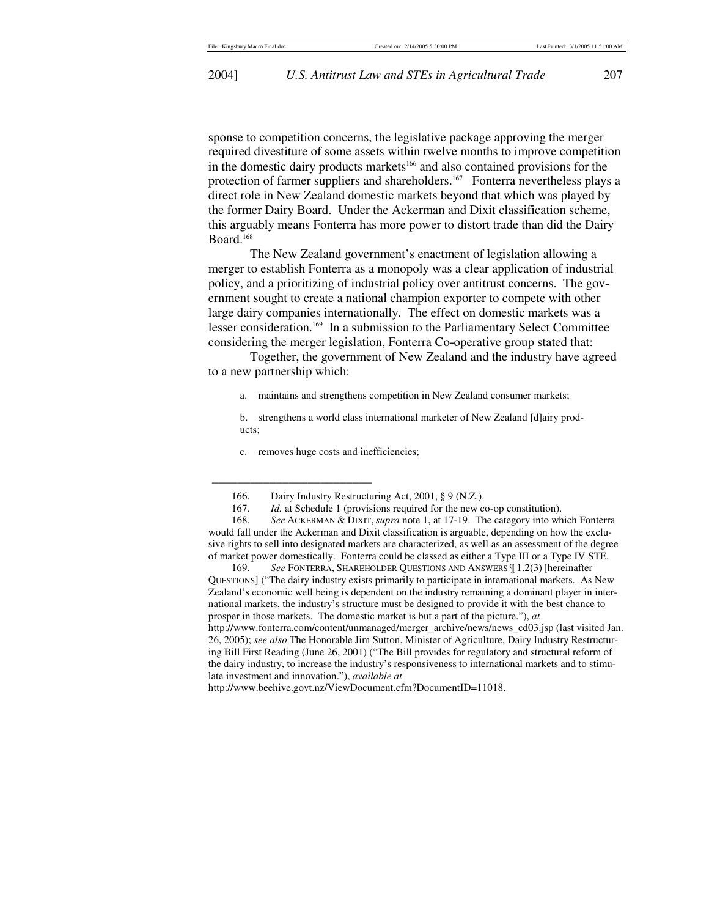sponse to competition concerns, the legislative package approving the merger required divestiture of some assets within twelve months to improve competition in the domestic dairy products markets[166] and also contained provisions for the protection of farmer suppliers and shareholders.[167] Fonterra nevertheless plays a direct role in New Zealand domestic markets beyond that which was played by the former Dairy Board. Under the Ackerman and Dixit classification scheme, this arguably means Fonterra has more power to distort trade than did the Dairy Board.[168]

The New Zealand government's enactment of legislation allowing a merger to establish Fonterra as a monopoly was a clear application of industrial policy, and a prioritizing of industrial policy over antitrust concerns. The government sought to create a national champion exporter to compete with other large dairy companies internationally. The effect on domestic markets was a lesser consideration.[169] In a submission to the Parliamentary Select Committee considering the merger legislation, Fonterra Co-operative group stated that:

Together, the government of New Zealand and the industry have agreed to a new partnership which:

> a. maintains and strengthens competition in New Zealand consumer markets;
>
> b. strengthens a world class international marketer of New Zealand [d]airy products;
>
> c. removes huge costs and inefficiencies;

---

166. Dairy Industry Restructuring Act, 2001, § 9 (N.Z.).

167. *Id.* at Schedule 1 (provisions required for the new co-op constitution).

168. *See* ACKERMAN & DIXIT, *supra* note 1, at 17-19. The category into which Fonterra would fall under the Ackerman and Dixit classification is arguable, depending on how the exclusive rights to sell into designated markets are characterized, as well as an assessment of the degree of market power domestically. Fonterra could be classed as either a Type III or a Type IV STE.

169. *See* FONTERRA, SHAREHOLDER QUESTIONS AND ANSWERS ¶ 1.2(3) [hereinafter QUESTIONS] ("The dairy industry exists primarily to participate in international markets. As New Zealand's economic well being is dependent on the industry remaining a dominant player in international markets, the industry's structure must be designed to provide it with the best chance to prosper in those markets. The domestic market is but a part of the picture."), *at* http://www.fonterra.com/content/unmanaged/merger_archive/news/news_cd03.jsp (last visited Jan. 26, 2005); *see also* The Honorable Jim Sutton, Minister of Agriculture, Dairy Industry Restructuring Bill First Reading (June 26, 2001) ("The Bill provides for regulatory and structural reform of the dairy industry, to increase the industry's responsiveness to international markets and to stimulate investment and innovation."), *available at* http://www.beehive.govt.nz/ViewDocument.cfm?DocumentID=11018.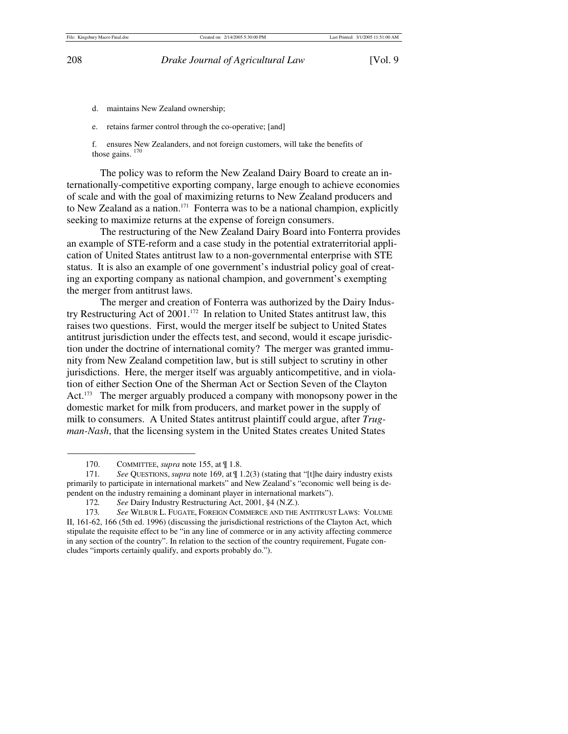d. maintains New Zealand ownership;

e. retains farmer control through the co-operative; [and]

f. ensures New Zealanders, and not foreign customers, will take the benefits of those gains. [170]

The policy was to reform the New Zealand Dairy Board to create an internationally-competitive exporting company, large enough to achieve economies of scale and with the goal of maximizing returns to New Zealand producers and to New Zealand as a nation.[171] Fonterra was to be a national champion, explicitly seeking to maximize returns at the expense of foreign consumers.

The restructuring of the New Zealand Dairy Board into Fonterra provides an example of STE-reform and a case study in the potential extraterritorial application of United States antitrust law to a non-governmental enterprise with STE status. It is also an example of one government's industrial policy goal of creating an exporting company as national champion, and government's exempting the merger from antitrust laws.

The merger and creation of Fonterra was authorized by the Dairy Industry Restructuring Act of 2001.[172] In relation to United States antitrust law, this raises two questions. First, would the merger itself be subject to United States antitrust jurisdiction under the effects test, and second, would it escape jurisdiction under the doctrine of international comity? The merger was granted immunity from New Zealand competition law, but is still subject to scrutiny in other jurisdictions. Here, the merger itself was arguably anticompetitive, and in violation of either Section One of the Sherman Act or Section Seven of the Clayton Act.[173] The merger arguably produced a company with monopsony power in the domestic market for milk from producers, and market power in the supply of milk to consumers. A United States antitrust plaintiff could argue, after *Trugman-Nash*, that the licensing system in the United States creates United States

---

170. COMMITTEE, *supra* note 155, at ¶ 1.8.

171. *See* QUESTIONS, *supra* note 169, at ¶ 1.2(3) (stating that "[t]he dairy industry exists primarily to participate in international markets" and New Zealand's "economic well being is dependent on the industry remaining a dominant player in international markets").

172. *See* Dairy Industry Restructuring Act, 2001, §4 (N.Z.).

173. *See* WILBUR L. FUGATE, FOREIGN COMMERCE AND THE ANTITRUST LAWS: VOLUME II, 161-62, 166 (5th ed. 1996) (discussing the jurisdictional restrictions of the Clayton Act, which stipulate the requisite effect to be "in any line of commerce or in any activity affecting commerce in any section of the country". In relation to the section of the country requirement, Fugate concludes "imports certainly qualify, and exports probably do.").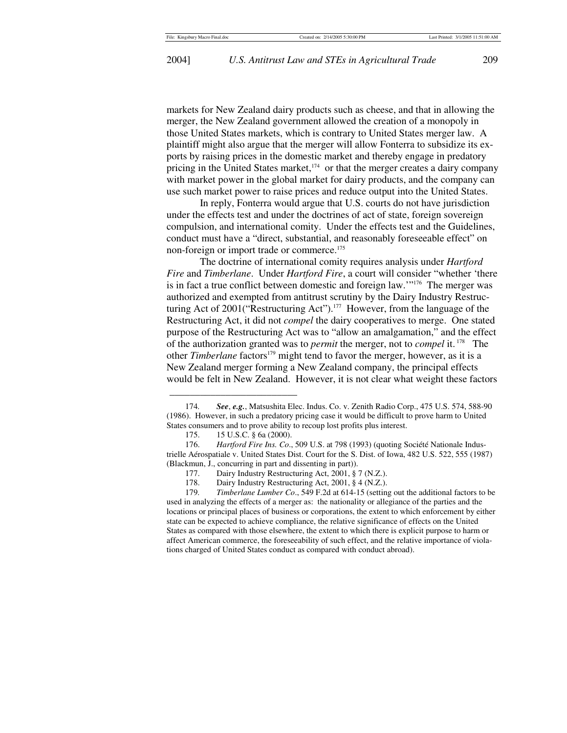markets for New Zealand dairy products such as cheese, and that in allowing the merger, the New Zealand government allowed the creation of a monopoly in those United States markets, which is contrary to United States merger law. A plaintiff might also argue that the merger will allow Fonterra to subsidize its exports by raising prices in the domestic market and thereby engage in predatory pricing in the United States market,[174] or that the merger creates a dairy company with market power in the global market for dairy products, and the company can use such market power to raise prices and reduce output into the United States.

In reply, Fonterra would argue that U.S. courts do not have jurisdiction under the effects test and under the doctrines of act of state, foreign sovereign compulsion, and international comity. Under the effects test and the Guidelines, conduct must have a "direct, substantial, and reasonably foreseeable effect" on non-foreign or import trade or commerce.[175]

The doctrine of international comity requires analysis under *Hartford Fire* and *Timberlane*. Under *Hartford Fire*, a court will consider "whether 'there is in fact a true conflict between domestic and foreign law.'"[176] The merger was authorized and exempted from antitrust scrutiny by the Dairy Industry Restructuring Act of 2001("Restructuring Act").[177] However, from the language of the Restructuring Act, it did not *compel* the dairy cooperatives to merge. One stated purpose of the Restructuring Act was to "allow an amalgamation," and the effect of the authorization granted was to *permit* the merger, not to *compel* it.[178] The other *Timberlane* factors[179] might tend to favor the merger, however, as it is a New Zealand merger forming a New Zealand company, the principal effects would be felt in New Zealand. However, it is not clear what weight these factors

---

174. ***See*, *e.g.***, Matsushita Elec. Indus. Co. v. Zenith Radio Corp., 475 U.S. 574, 588-90 (1986). However, in such a predatory pricing case it would be difficult to prove harm to United States consumers and to prove ability to recoup lost profits plus interest.

175. 15 U.S.C. § 6a (2000).

176. *Hartford Fire Ins. Co*., 509 U.S. at 798 (1993) (quoting Société Nationale Industrielle Aérospatiale v. United States Dist. Court for the S. Dist. of Iowa, 482 U.S. 522, 555 (1987) (Blackmun, J., concurring in part and dissenting in part)).

177. Dairy Industry Restructuring Act, 2001, § 7 (N.Z.).

178. Dairy Industry Restructuring Act, 2001, § 4 (N.Z.).

179. *Timberlane Lumber Co*., 549 F.2d at 614-15 (setting out the additional factors to be used in analyzing the effects of a merger as: the nationality or allegiance of the parties and the locations or principal places of business or corporations, the extent to which enforcement by either state can be expected to achieve compliance, the relative significance of effects on the United States as compared with those elsewhere, the extent to which there is explicit purpose to harm or affect American commerce, the foreseeability of such effect, and the relative importance of violations charged of United States conduct as compared with conduct abroad).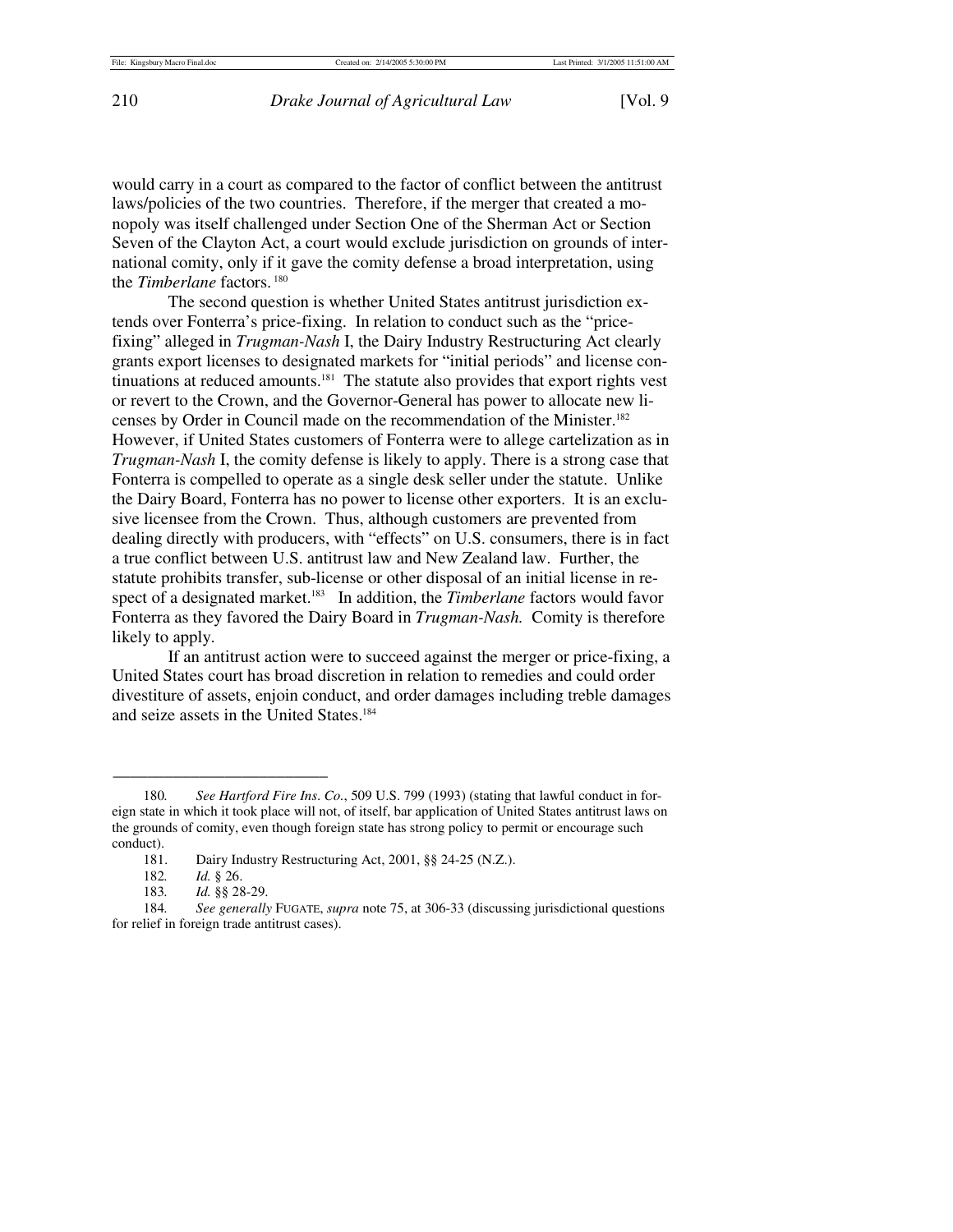would carry in a court as compared to the factor of conflict between the antitrust laws/policies of the two countries. Therefore, if the merger that created a monopoly was itself challenged under Section One of the Sherman Act or Section Seven of the Clayton Act, a court would exclude jurisdiction on grounds of international comity, only if it gave the comity defense a broad interpretation, using the *Timberlane* factors.[180]

The second question is whether United States antitrust jurisdiction extends over Fonterra's price-fixing. In relation to conduct such as the "price-fixing" alleged in *Trugman-Nash* I, the Dairy Industry Restructuring Act clearly grants export licenses to designated markets for "initial periods" and license continuations at reduced amounts.[181] The statute also provides that export rights vest or revert to the Crown, and the Governor-General has power to allocate new licenses by Order in Council made on the recommendation of the Minister.[182] However, if United States customers of Fonterra were to allege cartelization as in *Trugman-Nash* I, the comity defense is likely to apply. There is a strong case that Fonterra is compelled to operate as a single desk seller under the statute. Unlike the Dairy Board, Fonterra has no power to license other exporters. It is an exclusive licensee from the Crown. Thus, although customers are prevented from dealing directly with producers, with "effects" on U.S. consumers, there is in fact a true conflict between U.S. antitrust law and New Zealand law. Further, the statute prohibits transfer, sub-license or other disposal of an initial license in respect of a designated market.[183] In addition, the *Timberlane* factors would favor Fonterra as they favored the Dairy Board in *Trugman-Nash.* Comity is therefore likely to apply.

If an antitrust action were to succeed against the merger or price-fixing, a United States court has broad discretion in relation to remedies and could order divestiture of assets, enjoin conduct, and order damages including treble damages and seize assets in the United States.[184]

---

180. *See Hartford Fire Ins. Co.*, 509 U.S. 799 (1993) (stating that lawful conduct in foreign state in which it took place will not, of itself, bar application of United States antitrust laws on the grounds of comity, even though foreign state has strong policy to permit or encourage such conduct).

181. Dairy Industry Restructuring Act, 2001, §§ 24-25 (N.Z.).

182. *Id.* § 26.

183. *Id.* §§ 28-29.

184. *See generally* FUGATE, *supra* note 75, at 306-33 (discussing jurisdictional questions for relief in foreign trade antitrust cases).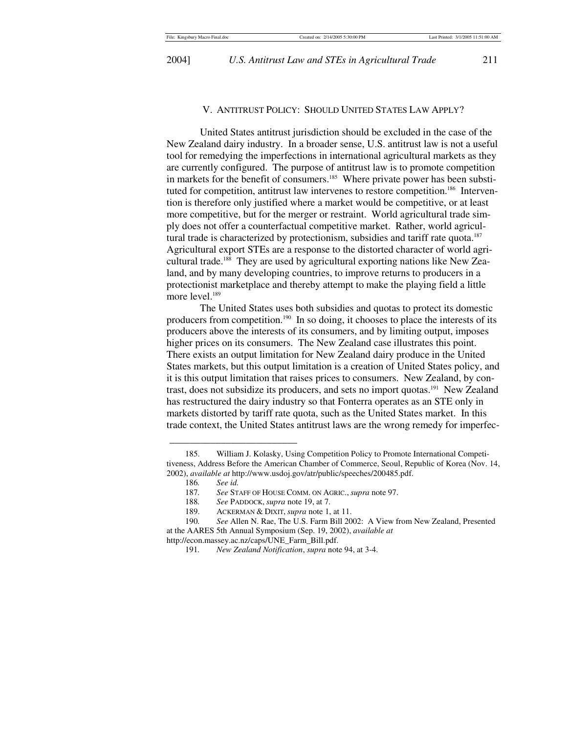## V. ANTITRUST POLICY: SHOULD UNITED STATES LAW APPLY?

United States antitrust jurisdiction should be excluded in the case of the New Zealand dairy industry. In a broader sense, U.S. antitrust law is not a useful tool for remedying the imperfections in international agricultural markets as they are currently configured. The purpose of antitrust law is to promote competition in markets for the benefit of consumers.[185] Where private power has been substituted for competition, antitrust law intervenes to restore competition.[186] Intervention is therefore only justified where a market would be competitive, or at least more competitive, but for the merger or restraint. World agricultural trade simply does not offer a counterfactual competitive market. Rather, world agricultural trade is characterized by protectionism, subsidies and tariff rate quota.[187] Agricultural export STEs are a response to the distorted character of world agricultural trade.[188] They are used by agricultural exporting nations like New Zealand, and by many developing countries, to improve returns to producers in a protectionist marketplace and thereby attempt to make the playing field a little more level.[189]

The United States uses both subsidies and quotas to protect its domestic producers from competition.[190] In so doing, it chooses to place the interests of its producers above the interests of its consumers, and by limiting output, imposes higher prices on its consumers. The New Zealand case illustrates this point. There exists an output limitation for New Zealand dairy produce in the United States markets, but this output limitation is a creation of United States policy, and it is this output limitation that raises prices to consumers. New Zealand, by contrast, does not subsidize its producers, and sets no import quotas.[191] New Zealand has restructured the dairy industry so that Fonterra operates as an STE only in markets distorted by tariff rate quota, such as the United States market. In this trade context, the United States antitrust laws are the wrong remedy for imperfec-

---

185. William J. Kolasky, Using Competition Policy to Promote International Competitiveness, Address Before the American Chamber of Commerce, Seoul, Republic of Korea (Nov. 14, 2002), *available at* http://www.usdoj.gov/atr/public/speeches/200485.pdf.

186. *See id.*

187. *See* STAFF OF HOUSE COMM. ON AGRIC., *supra* note 97.

188. *See* PADDOCK, *supra* note 19, at 7.

189. ACKERMAN & DIXIT, *supra* note 1, at 11.

190. *See* Allen N. Rae, The U.S. Farm Bill 2002: A View from New Zealand, Presented at the AARES 5th Annual Symposium (Sep. 19, 2002), *available at* http://econ.massey.ac.nz/caps/UNE_Farm_Bill.pdf.

191. *New Zealand Notification*, *supra* note 94, at 3-4.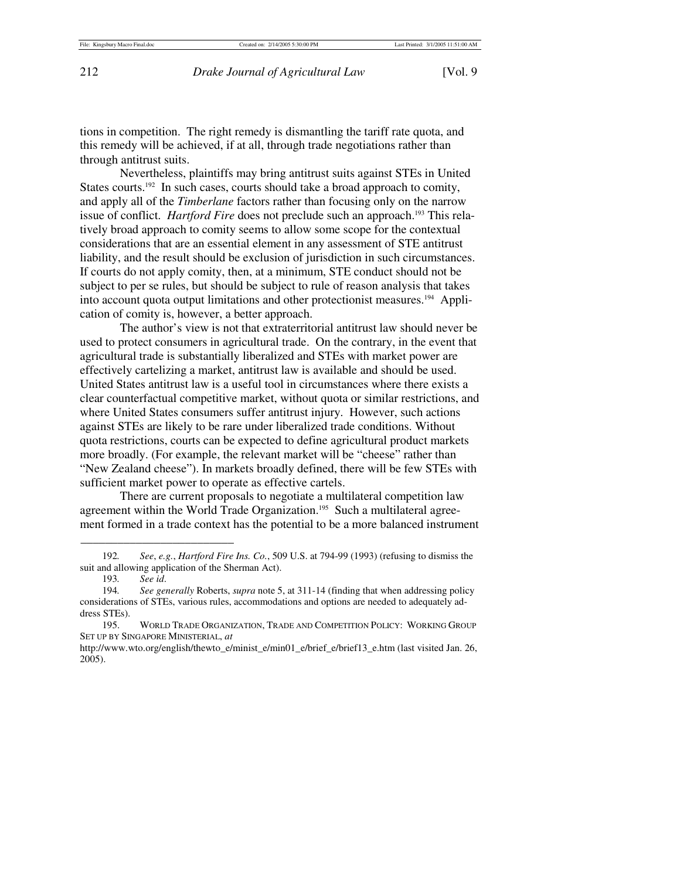tions in competition. The right remedy is dismantling the tariff rate quota, and this remedy will be achieved, if at all, through trade negotiations rather than through antitrust suits.

Nevertheless, plaintiffs may bring antitrust suits against STEs in United States courts.[192] In such cases, courts should take a broad approach to comity, and apply all of the *Timberlane* factors rather than focusing only on the narrow issue of conflict. *Hartford Fire* does not preclude such an approach.[193] This relatively broad approach to comity seems to allow some scope for the contextual considerations that are an essential element in any assessment of STE antitrust liability, and the result should be exclusion of jurisdiction in such circumstances. If courts do not apply comity, then, at a minimum, STE conduct should not be subject to per se rules, but should be subject to rule of reason analysis that takes into account quota output limitations and other protectionist measures.[194] Application of comity is, however, a better approach.

The author's view is not that extraterritorial antitrust law should never be used to protect consumers in agricultural trade. On the contrary, in the event that agricultural trade is substantially liberalized and STEs with market power are effectively cartelizing a market, antitrust law is available and should be used. United States antitrust law is a useful tool in circumstances where there exists a clear counterfactual competitive market, without quota or similar restrictions, and where United States consumers suffer antitrust injury. However, such actions against STEs are likely to be rare under liberalized trade conditions. Without quota restrictions, courts can be expected to define agricultural product markets more broadly. (For example, the relevant market will be "cheese" rather than "New Zealand cheese"). In markets broadly defined, there will be few STEs with sufficient market power to operate as effective cartels.

There are current proposals to negotiate a multilateral competition law agreement within the World Trade Organization.[195] Such a multilateral agreement formed in a trade context has the potential to be a more balanced instrument

---

192. *See*, *e.g.*, *Hartford Fire Ins. Co.*, 509 U.S. at 794-99 (1993) (refusing to dismiss the suit and allowing application of the Sherman Act).

193. *See id.*

194. *See generally* Roberts, *supra* note 5, at 311-14 (finding that when addressing policy considerations of STEs, various rules, accommodations and options are needed to adequately address STEs).

195. WORLD TRADE ORGANIZATION, TRADE AND COMPETITION POLICY: WORKING GROUP SET UP BY SINGAPORE MINISTERIAL, *at* http://www.wto.org/english/thewto_e/minist_e/min01_e/brief_e/brief13_e.htm (last visited Jan. 26, 2005).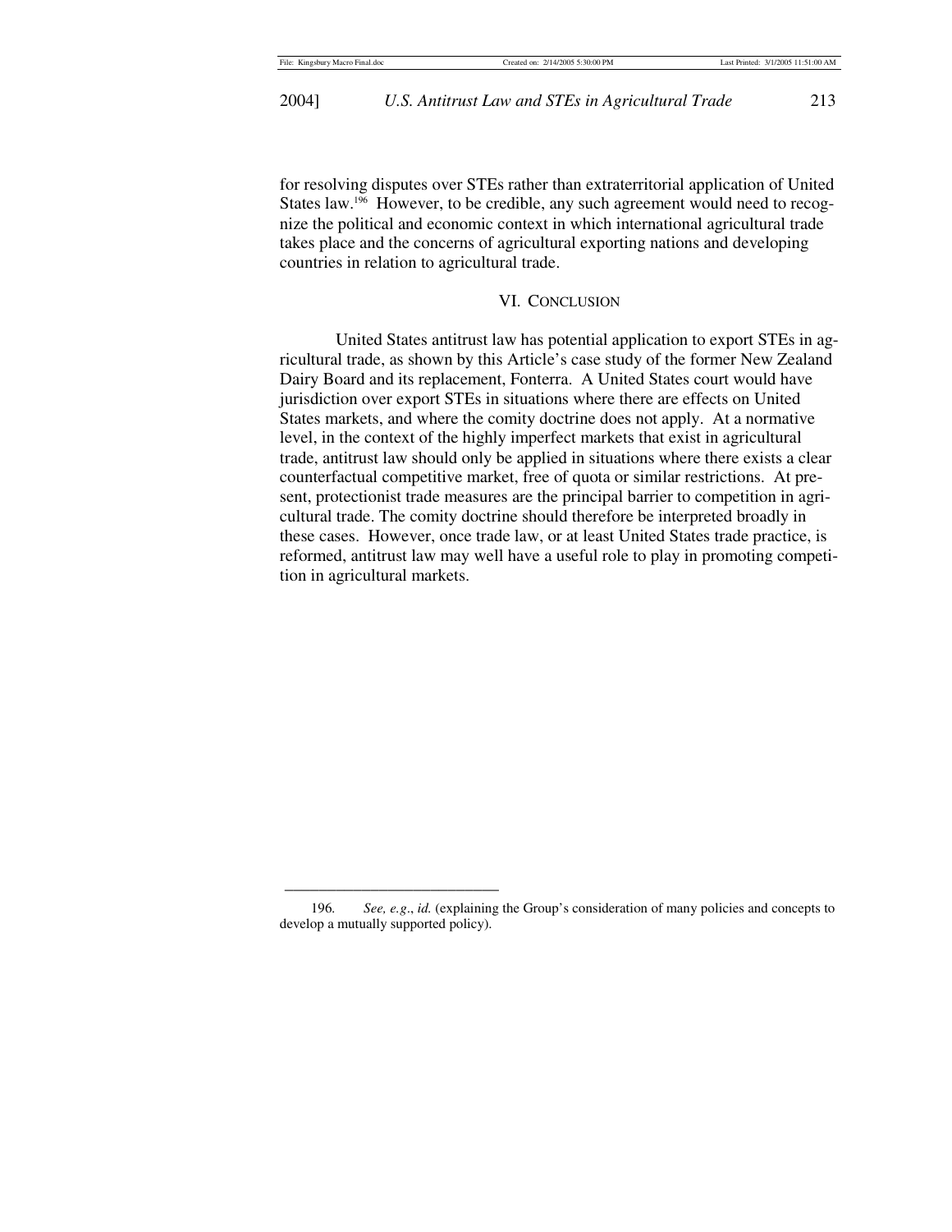for resolving disputes over STEs rather than extraterritorial application of United States law.[196] However, to be credible, any such agreement would need to recognize the political and economic context in which international agricultural trade takes place and the concerns of agricultural exporting nations and developing countries in relation to agricultural trade.

## VI. CONCLUSION

United States antitrust law has potential application to export STEs in agricultural trade, as shown by this Article's case study of the former New Zealand Dairy Board and its replacement, Fonterra. A United States court would have jurisdiction over export STEs in situations where there are effects on United States markets, and where the comity doctrine does not apply. At a normative level, in the context of the highly imperfect markets that exist in agricultural trade, antitrust law should only be applied in situations where there exists a clear counterfactual competitive market, free of quota or similar restrictions. At present, protectionist trade measures are the principal barrier to competition in agricultural trade. The comity doctrine should therefore be interpreted broadly in these cases. However, once trade law, or at least United States trade practice, is reformed, antitrust law may well have a useful role to play in promoting competition in agricultural markets.

---

196. *See, e.g.*, *id.* (explaining the Group's consideration of many policies and concepts to develop a mutually supported policy).